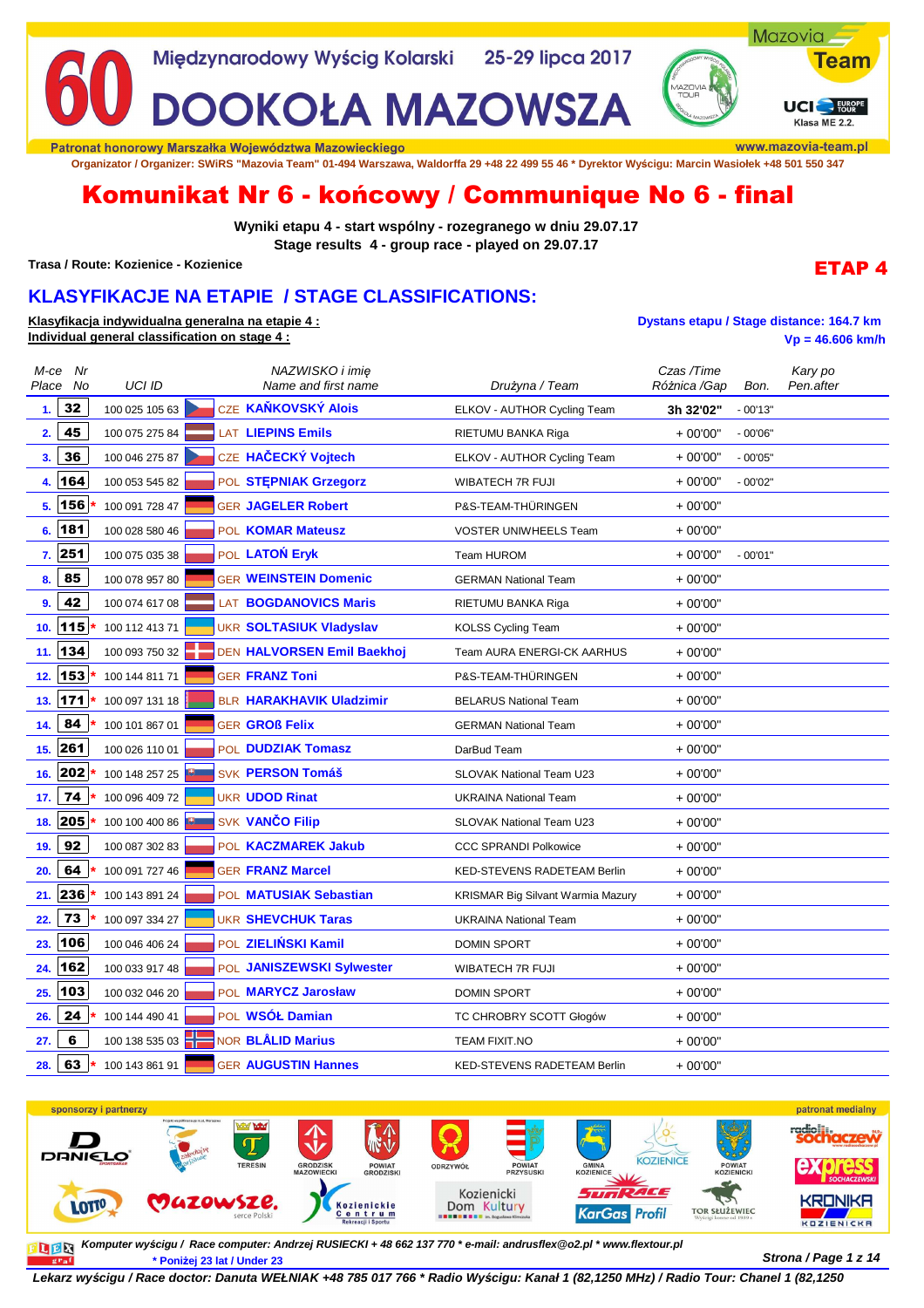# 60 Międzynarodowy Wyścig Kolarski 25-29 lipca 2017
# DOOKOŁA MAZOWSZA

Mazovia Team
UCI Europe Tour Klasa ME 2.2.

Patronat honorowy Marszałka Województwa Mazowieckiego www.mazovia-team.pl

Organizator / Organizer: SWiRS "Mazovia Team" 01-494 Warszawa, Waldorffa 29 +48 22 499 55 46 * Dyrektor Wyścigu: Marcin Wasiołek +48 501 550 347

## Komunikat Nr 6 - końcowy / Communique No 6 - final

**Wyniki etapu 4 - start wspólny - rozegranego w dniu 29.07.17**
**Stage results 4 - group race - played on 29.07.17**

**Trasa / Route: Kozienice - Kozienice** **ETAP 4**

## KLASYFIKACJE NA ETAPIE / STAGE CLASSIFICATIONS:

**Klasyfikacja indywidualna generalna na etapie 4 :**
**Individual general classification on stage 4 :**

Dystans etapu / Stage distance: 164.7 km
Vp = 46.606 km/h

| M-ce Place | Nr No | UCI ID | NAZWISKO i imię Name and first name | Drużyna / Team | Czas /Time Różnica /Gap | Bon. | Kary po Pen.after |
|---|---|---|---|---|---|---|---|
| 1. | 32 | 100 025 105 63 | CZE KAŇKOVSKÝ Alois | ELKOV - AUTHOR Cycling Team | 3h 32'02" | - 00'13" | |
| 2. | 45 | 100 075 275 84 | LAT LIEPINS Emils | RIETUMU BANKA Riga | + 00'00" | - 00'06" | |
| 3. | 36 | 100 046 275 87 | CZE HAČECKÝ Vojtech | ELKOV - AUTHOR Cycling Team | + 00'00" | - 00'05" | |
| 4. | 164 | 100 053 545 82 | POL STĘPNIAK Grzegorz | WIBATECH 7R FUJI | + 00'00" | - 00'02" | |
| 5. | 156 * | 100 091 728 47 | GER JAGELER Robert | P&S-TEAM-THÜRINGEN | + 00'00" | | |
| 6. | 181 | 100 028 580 46 | POL KOMAR Mateusz | VOSTER UNIWHEELS Team | + 00'00" | | |
| 7. | 251 | 100 075 035 38 | POL LATOŃ Eryk | Team HUROM | + 00'00" | - 00'01" | |
| 8. | 85 | 100 078 957 80 | GER WEINSTEIN Domenic | GERMAN National Team | + 00'00" | | |
| 9. | 42 | 100 074 617 08 | LAT BOGDANOVICS Maris | RIETUMU BANKA Riga | + 00'00" | | |
| 10. | 115 * | 100 112 413 71 | UKR SOLTASIUK Vladyslav | KOLSS Cycling Team | + 00'00" | | |
| 11. | 134 | 100 093 750 32 | DEN HALVORSEN Emil Baekhoj | Team AURA ENERGI-CK AARHUS | + 00'00" | | |
| 12. | 153 * | 100 144 811 71 | GER FRANZ Toni | P&S-TEAM-THÜRINGEN | + 00'00" | | |
| 13. | 171 * | 100 097 131 18 | BLR HARAKHAVIK Uladzimir | BELARUS National Team | + 00'00" | | |
| 14. | 84 * | 100 101 867 01 | GER GROß Felix | GERMAN National Team | + 00'00" | | |
| 15. | 261 | 100 026 110 01 | POL DUDZIAK Tomasz | DarBud Team | + 00'00" | | |
| 16. | 202 * | 100 148 257 25 | SVK PERSON Tomáš | SLOVAK National Team U23 | + 00'00" | | |
| 17. | 74 * | 100 096 409 72 | UKR UDOD Rinat | UKRAINA National Team | + 00'00" | | |
| 18. | 205 * | 100 100 400 86 | SVK VANČO Filip | SLOVAK National Team U23 | + 00'00" | | |
| 19. | 92 | 100 087 302 83 | POL KACZMAREK Jakub | CCC SPRANDI Polkowice | + 00'00" | | |
| 20. | 64 * | 100 091 727 46 | GER FRANZ Marcel | KED-STEVENS RADETEAM Berlin | + 00'00" | | |
| 21. | 236 * | 100 143 891 24 | POL MATUSIAK Sebastian | KRISMAR Big Silvant Warmia Mazury | + 00'00" | | |
| 22. | 73 * | 100 097 334 27 | UKR SHEVCHUK Taras | UKRAINA National Team | + 00'00" | | |
| 23. | 106 | 100 046 406 24 | POL ZIELIŃSKI Kamil | DOMIN SPORT | + 00'00" | | |
| 24. | 162 | 100 033 917 48 | POL JANISZEWSKI Sylwester | WIBATECH 7R FUJI | + 00'00" | | |
| 25. | 103 | 100 032 046 20 | POL MARYCZ Jarosław | DOMIN SPORT | + 00'00" | | |
| 26. | 24 * | 100 144 490 41 | POL WSÓŁ Damian | TC CHROBRY SCOTT Głogów | + 00'00" | | |
| 27. | 6 | 100 138 535 03 | NOR BLÅLID Marius | TEAM FIXIT.NO | + 00'00" | | |
| 28. | 63 * | 100 143 861 91 | GER AUGUSTIN Hannes | KED-STEVENS RADETEAM Berlin | + 00'00" | | |

sponsorzy i partnerzy — patronat medialny

*Komputer wyścigu / Race computer: Andrzej RUSIECKI + 48 662 137 770 * e-mail: andrusflex@o2.pl * www.flextour.pl*
** Poniżej 23 lat / Under 23*

*Lekarz wyścigu / Race doctor: Danuta WEŁNIAK +48 785 017 766 * Radio Wyścigu: Kanał 1 (82,1250 MHz) / Radio Tour: Chanel 1 (82,1250*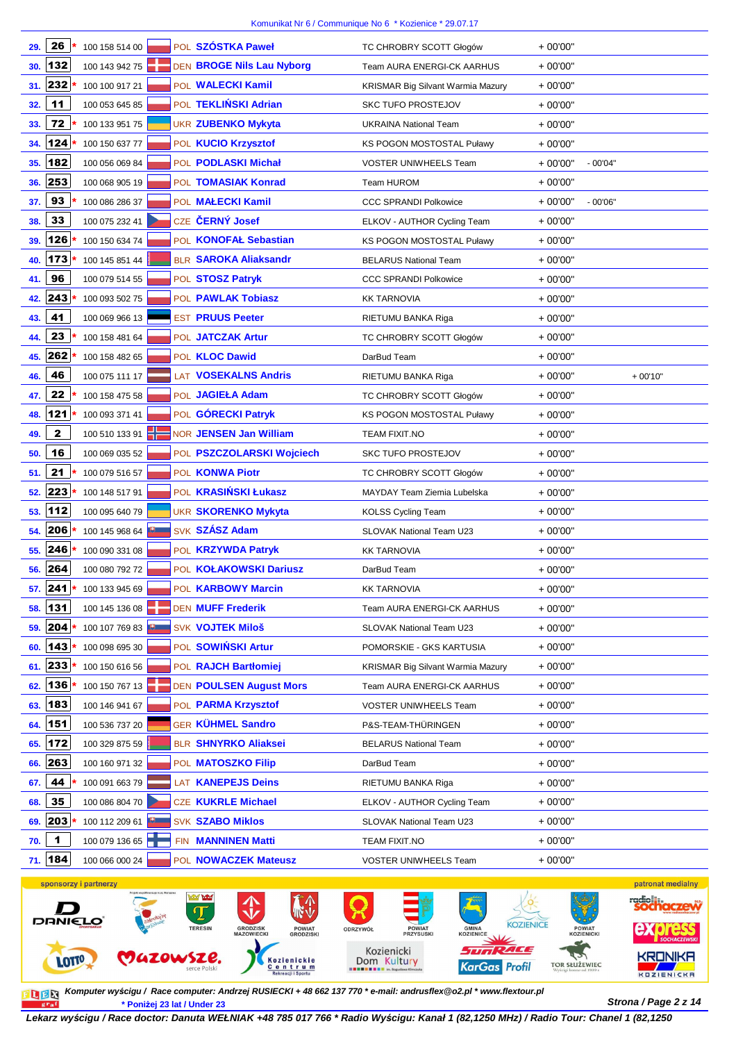Komunikat Nr 6 / Communique No 6 * Kozienice * 29.07.17

| Pos. | No. | U23 | UCI ID | Nat. | Name | Team | Time | Bonus | |
|---|---|---|---|---|---|---|---|---|---|
| 29. | 26 | * | 100 158 514 00 | POL | SZÓSTKA Paweł | TC CHROBRY SCOTT Głogów | + 00'00" | | |
| 30. | 132 | | 100 143 942 75 | DEN | BROGE Nils Lau Nyborg | Team AURA ENERGI-CK AARHUS | + 00'00" | | |
| 31. | 232 | * | 100 100 917 21 | POL | WALECKI Kamil | KRISMAR Big Silvant Warmia Mazury | + 00'00" | | |
| 32. | 11 | | 100 053 645 85 | POL | TEKLIŃSKI Adrian | SKC TUFO PROSTEJOV | + 00'00" | | |
| 33. | 72 | * | 100 133 951 75 | UKR | ZUBENKO Mykyta | UKRAINA National Team | + 00'00" | | |
| 34. | 124 | * | 100 150 637 77 | POL | KUCIO Krzysztof | KS POGON MOSTOSTAL Puławy | + 00'00" | | |
| 35. | 182 | | 100 056 069 84 | POL | PODLASKI Michał | VOSTER UNIWHEELS Team | + 00'00" | - 00'04" | |
| 36. | 253 | | 100 068 905 19 | POL | TOMASIAK Konrad | Team HUROM | + 00'00" | | |
| 37. | 93 | * | 100 086 286 37 | POL | MAŁECKI Kamil | CCC SPRANDI Polkowice | + 00'00" | - 00'06" | |
| 38. | 33 | | 100 075 232 41 | CZE | ČERNÝ Josef | ELKOV - AUTHOR Cycling Team | + 00'00" | | |
| 39. | 126 | * | 100 150 634 74 | POL | KONOFAŁ Sebastian | KS POGON MOSTOSTAL Puławy | + 00'00" | | |
| 40. | 173 | * | 100 145 851 44 | BLR | SAROKA Aliaksandr | BELARUS National Team | + 00'00" | | |
| 41. | 96 | | 100 079 514 55 | POL | STOSZ Patryk | CCC SPRANDI Polkowice | + 00'00" | | |
| 42. | 243 | * | 100 093 502 75 | POL | PAWLAK Tobiasz | KK TARNOVIA | + 00'00" | | |
| 43. | 41 | | 100 069 966 13 | EST | PRUUS Peeter | RIETUMU BANKA Riga | + 00'00" | | |
| 44. | 23 | * | 100 158 481 64 | POL | JATCZAK Artur | TC CHROBRY SCOTT Głogów | + 00'00" | | |
| 45. | 262 | * | 100 158 482 65 | POL | KLOC Dawid | DarBud Team | + 00'00" | | |
| 46. | 46 | | 100 075 111 17 | LAT | VOSEKALNS Andris | RIETUMU BANKA Riga | + 00'00" | | + 00'10" |
| 47. | 22 | * | 100 158 475 58 | POL | JAGIEŁA Adam | TC CHROBRY SCOTT Głogów | + 00'00" | | |
| 48. | 121 | * | 100 093 371 41 | POL | GÓRECKI Patryk | KS POGON MOSTOSTAL Puławy | + 00'00" | | |
| 49. | 2 | | 100 510 133 91 | NOR | JENSEN Jan William | TEAM FIXIT.NO | + 00'00" | | |
| 50. | 16 | | 100 069 035 52 | POL | PSZCZOLARSKI Wojciech | SKC TUFO PROSTEJOV | + 00'00" | | |
| 51. | 21 | * | 100 079 516 57 | POL | KONWA Piotr | TC CHROBRY SCOTT Głogów | + 00'00" | | |
| 52. | 223 | * | 100 148 517 91 | POL | KRASIŃSKI Łukasz | MAYDAY Team Ziemia Lubelska | + 00'00" | | |
| 53. | 112 | | 100 095 640 79 | UKR | SKORENKO Mykyta | KOLSS Cycling Team | + 00'00" | | |
| 54. | 206 | * | 100 145 968 64 | SVK | SZÁSZ Adam | SLOVAK National Team U23 | + 00'00" | | |
| 55. | 246 | * | 100 090 331 08 | POL | KRZYWDA Patryk | KK TARNOVIA | + 00'00" | | |
| 56. | 264 | | 100 080 792 72 | POL | KOŁAKOWSKI Dariusz | DarBud Team | + 00'00" | | |
| 57. | 241 | * | 100 133 945 69 | POL | KARBOWY Marcin | KK TARNOVIA | + 00'00" | | |
| 58. | 131 | | 100 145 136 08 | DEN | MUFF Frederik | Team AURA ENERGI-CK AARHUS | + 00'00" | | |
| 59. | 204 | * | 100 107 769 83 | SVK | VOJTEK Miloš | SLOVAK National Team U23 | + 00'00" | | |
| 60. | 143 | * | 100 098 695 30 | POL | SOWIŃSKI Artur | POMORSKIE - GKS KARTUSIA | + 00'00" | | |
| 61. | 233 | * | 100 150 616 56 | POL | RAJCH Bartłomiej | KRISMAR Big Silvant Warmia Mazury | + 00'00" | | |
| 62. | 136 | * | 100 150 767 13 | DEN | POULSEN August Mors | Team AURA ENERGI-CK AARHUS | + 00'00" | | |
| 63. | 183 | | 100 146 941 67 | POL | PARMA Krzysztof | VOSTER UNIWHEELS Team | + 00'00" | | |
| 64. | 151 | | 100 536 737 20 | GER | KÜHMEL Sandro | P&S-TEAM-THÜRINGEN | + 00'00" | | |
| 65. | 172 | | 100 329 875 59 | BLR | SHNYRKO Aliaksei | BELARUS National Team | + 00'00" | | |
| 66. | 263 | | 100 160 971 32 | POL | MATOSZKO Filip | DarBud Team | + 00'00" | | |
| 67. | 44 | * | 100 091 663 79 | LAT | KANEPEJS Deins | RIETUMU BANKA Riga | + 00'00" | | |
| 68. | 35 | | 100 086 804 70 | CZE | KUKRLE Michael | ELKOV - AUTHOR Cycling Team | + 00'00" | | |
| 69. | 203 | * | 100 112 209 61 | SVK | SZABO Miklos | SLOVAK National Team U23 | + 00'00" | | |
| 70. | 1 | | 100 079 136 65 | FIN | MANNINEN Matti | TEAM FIXIT.NO | + 00'00" | | |
| 71. | 184 | | 100 066 000 24 | POL | NOWACZEK Mateusz | VOSTER UNIWHEELS Team | + 00'00" | | |

sponsorzy i partnerzy — patronat medialny

*Komputer wyścigu / Race computer: Andrzej RUSIECKI + 48 662 137 770 * e-mail: andrusflex@o2.pl * www.flextour.pl*

*** Poniżej 23 lat / Under 23**

***Lekarz wyścigu / Race doctor: Danuta WEŁNIAK +48 785 017 766 * Radio Wyścigu: Kanał 1 (82,1250 MHz) / Radio Tour: Chanel 1 (82,1250***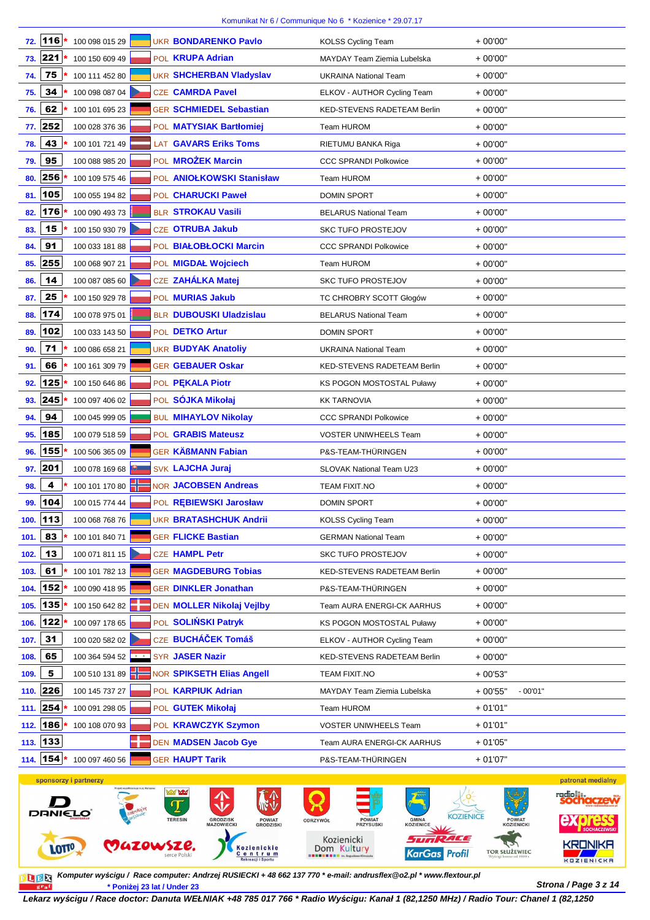| Pos. | No. | U23 | UCI ID | Nat. | Name | Team | Time | |
|---|---|---|---|---|---|---|---|---|
| 72. | 116 | * | 100 098 015 29 | UKR | BONDARENKO Pavlo | KOLSS Cycling Team | + 00'00'' | |
| 73. | 221 | * | 100 150 609 49 | POL | KRUPA Adrian | MAYDAY Team Ziemia Lubelska | + 00'00'' | |
| 74. | 75 | * | 100 111 452 80 | UKR | SHCHERBAN Vladyslav | UKRAINA National Team | + 00'00'' | |
| 75. | 34 | * | 100 098 087 04 | CZE | CAMRDA Pavel | ELKOV - AUTHOR Cycling Team | + 00'00'' | |
| 76. | 62 | * | 100 101 695 23 | GER | SCHMIEDEL Sebastian | KED-STEVENS RADETEAM Berlin | + 00'00'' | |
| 77. | 252 | | 100 028 376 36 | POL | MATYSIAK Bartłomiej | Team HUROM | + 00'00'' | |
| 78. | 43 | * | 100 101 721 49 | LAT | GAVARS Eriks Toms | RIETUMU BANKA Riga | + 00'00'' | |
| 79. | 95 | | 100 088 985 20 | POL | MROŻEK Marcin | CCC SPRANDI Polkowice | + 00'00'' | |
| 80. | 256 | * | 100 109 575 46 | POL | ANIOŁKOWSKI Stanisław | Team HUROM | + 00'00'' | |
| 81. | 105 | | 100 055 194 82 | POL | CHARUCKI Paweł | DOMIN SPORT | + 00'00'' | |
| 82. | 176 | * | 100 090 493 73 | BLR | STROKAU Vasili | BELARUS National Team | + 00'00'' | |
| 83. | 15 | * | 100 150 930 79 | CZE | OTRUBA Jakub | SKC TUFO PROSTEJOV | + 00'00'' | |
| 84. | 91 | | 100 033 181 88 | POL | BIAŁOBŁOCKI Marcin | CCC SPRANDI Polkowice | + 00'00'' | |
| 85. | 255 | | 100 068 907 21 | POL | MIGDAŁ Wojciech | Team HUROM | + 00'00'' | |
| 86. | 14 | | 100 087 085 60 | CZE | ZAHÁLKA Matej | SKC TUFO PROSTEJOV | + 00'00'' | |
| 87. | 25 | * | 100 150 929 78 | POL | MURIAS Jakub | TC CHROBRY SCOTT Głogów | + 00'00'' | |
| 88. | 174 | | 100 078 975 01 | BLR | DUBOUSKI Uladzislau | BELARUS National Team | + 00'00'' | |
| 89. | 102 | | 100 033 143 50 | POL | DETKO Artur | DOMIN SPORT | + 00'00'' | |
| 90. | 71 | * | 100 086 658 21 | UKR | BUDYAK Anatoliy | UKRAINA National Team | + 00'00'' | |
| 91. | 66 | * | 100 161 309 79 | GER | GEBAUER Oskar | KED-STEVENS RADETEAM Berlin | + 00'00'' | |
| 92. | 125 | * | 100 150 646 86 | POL | PĘKALA Piotr | KS POGON MOSTOSTAL Puławy | + 00'00'' | |
| 93. | 245 | * | 100 097 406 02 | POL | SÓJKA Mikołaj | KK TARNOVIA | + 00'00'' | |
| 94. | 94 | | 100 045 999 05 | BUL | MIHAYLOV Nikolay | CCC SPRANDI Polkowice | + 00'00'' | |
| 95. | 185 | | 100 079 518 59 | POL | GRABIS Mateusz | VOSTER UNIWHEELS Team | + 00'00'' | |
| 96. | 155 | * | 100 506 365 09 | GER | KÄßMANN Fabian | P&S-TEAM-THÜRINGEN | + 00'00'' | |
| 97. | 201 | | 100 078 169 68 | SVK | LAJCHA Juraj | SLOVAK National Team U23 | + 00'00'' | |
| 98. | 4 | * | 100 101 170 80 | NOR | JACOBSEN Andreas | TEAM FIXIT.NO | + 00'00'' | |
| 99. | 104 | | 100 015 774 44 | POL | RĘBIEWSKI Jarosław | DOMIN SPORT | + 00'00'' | |
| 100. | 113 | | 100 068 768 76 | UKR | BRATASHCHUK Andrii | KOLSS Cycling Team | + 00'00'' | |
| 101. | 83 | * | 100 101 840 71 | GER | FLICKE Bastian | GERMAN National Team | + 00'00'' | |
| 102. | 13 | | 100 071 811 15 | CZE | HAMPL Petr | SKC TUFO PROSTEJOV | + 00'00'' | |
| 103. | 61 | * | 100 101 782 13 | GER | MAGDEBURG Tobias | KED-STEVENS RADETEAM Berlin | + 00'00'' | |
| 104. | 152 | * | 100 090 418 95 | GER | DINKLER Jonathan | P&S-TEAM-THÜRINGEN | + 00'00'' | |
| 105. | 135 | * | 100 150 642 82 | DEN | MOLLER Nikolaj Vejlby | Team AURA ENERGI-CK AARHUS | + 00'00'' | |
| 106. | 122 | * | 100 097 178 65 | POL | SOLIŃSKI Patryk | KS POGON MOSTOSTAL Puławy | + 00'00'' | |
| 107. | 31 | | 100 020 582 02 | CZE | BUCHÁČEK Tomáš | ELKOV - AUTHOR Cycling Team | + 00'00'' | |
| 108. | 65 | | 100 364 594 52 | SYR | JASER Nazir | KED-STEVENS RADETEAM Berlin | + 00'00'' | |
| 109. | 5 | | 100 510 131 89 | NOR | SPIKSETH Elias Angell | TEAM FIXIT.NO | + 00'53'' | |
| 110. | 226 | | 100 145 737 27 | POL | KARPIUK Adrian | MAYDAY Team Ziemia Lubelska | + 00'55'' | - 00'01'' |
| 111. | 254 | * | 100 091 298 05 | POL | GUTEK Mikołaj | Team HUROM | + 01'01'' | |
| 112. | 186 | * | 100 108 070 93 | POL | KRAWCZYK Szymon | VOSTER UNIWHEELS Team | + 01'01'' | |
| 113. | 133 | | | DEN | MADSEN Jacob Gye | Team AURA ENERGI-CK AARHUS | + 01'05'' | |
| 114. | 154 | * | 100 097 460 56 | GER | HAUPT Tarik | P&S-TEAM-THÜRINGEN | + 01'07'' | |

sponsorzy i partnerzy — patronat medialny

*Komputer wyścigu / Race computer: Andrzej RUSIECKI + 48 662 137 770 * e-mail: andrusflex@o2.pl * www.flextour.pl*

* Poniżej 23 lat / Under 23

**Lekarz wyścigu / Race doctor: Danuta WEŁNIAK +48 785 017 766 * Radio Wyścigu: Kanał 1 (82,1250 MHz) / Radio Tour: Chanel 1 (82,1250**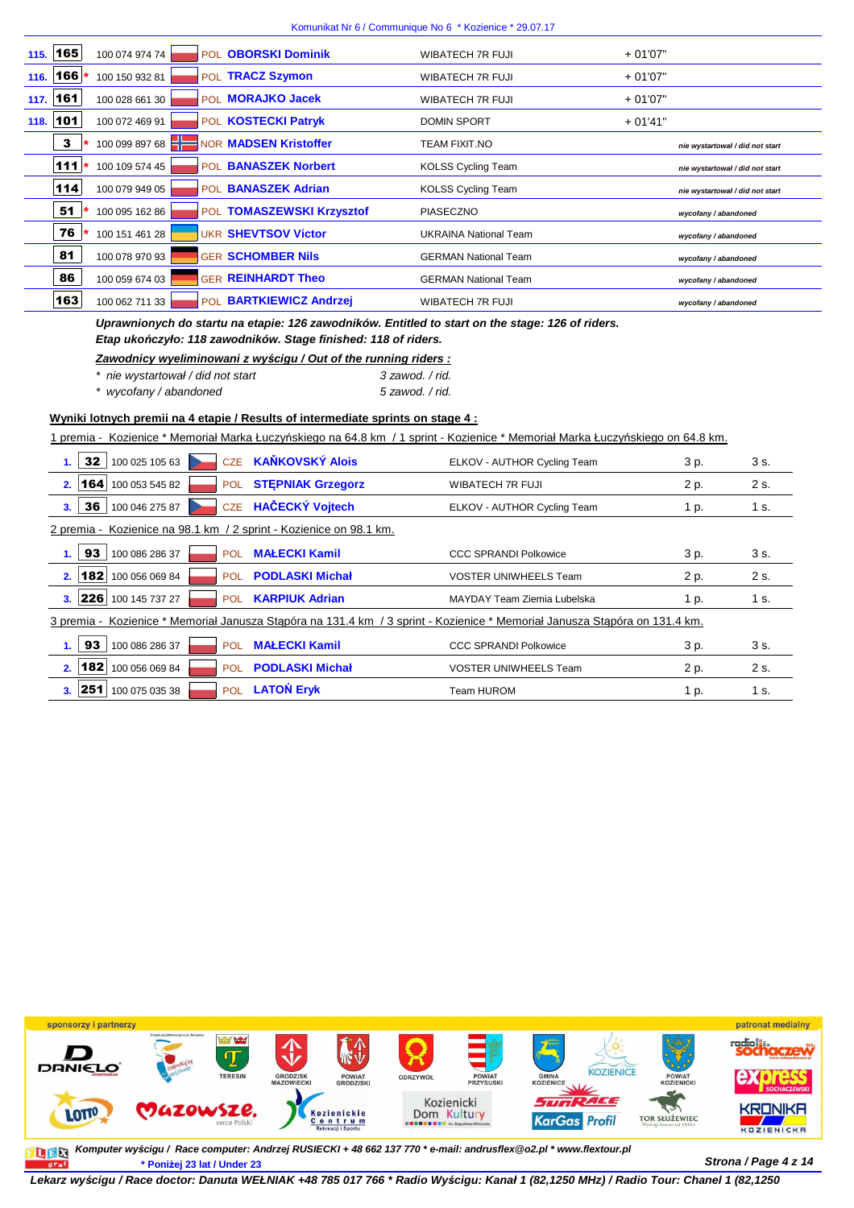| | | | | | |
|---|---|---|---|---|---|
| 115. | 165 | 100 074 974 74 | POL **OBORSKI Dominik** | WIBATECH 7R FUJI | + 01'07" |
| 116. | 166 * | 100 150 932 81 | POL **TRACZ Szymon** | WIBATECH 7R FUJI | + 01'07" |
| 117. | 161 | 100 028 661 30 | POL **MORAJKO Jacek** | WIBATECH 7R FUJI | + 01'07" |
| 118. | 101 | 100 072 469 91 | POL **KOSTECKI Patryk** | DOMIN SPORT | + 01'41" |
| | 3 * | 100 099 897 68 | NOR **MADSEN Kristoffer** | TEAM FIXIT.NO | *nie wystartował / did not start* |
| | 111 * | 100 109 574 45 | POL **BANASZEK Norbert** | KOLSS Cycling Team | *nie wystartował / did not start* |
| | 114 | 100 079 949 05 | POL **BANASZEK Adrian** | KOLSS Cycling Team | *nie wystartował / did not start* |
| | 51 * | 100 095 162 86 | POL **TOMASZEWSKI Krzysztof** | PIASECZNO | *wycofany / abandoned* |
| | 76 * | 100 151 461 28 | UKR **SHEVTSOV Victor** | UKRAINA National Team | *wycofany / abandoned* |
| | 81 | 100 078 970 93 | GER **SCHOMBER Nils** | GERMAN National Team | *wycofany / abandoned* |
| | 86 | 100 059 674 03 | GER **REINHARDT Theo** | GERMAN National Team | *wycofany / abandoned* |
| | 163 | 100 062 711 33 | POL **BARTKIEWICZ Andrzej** | WIBATECH 7R FUJI | *wycofany / abandoned* |

***Uprawnionych do startu na etapie: 126 zawodników. Entitled to start on the stage: 126 of riders.***
***Etap ukończyło: 118 zawodników. Stage finished: 118 of riders.***

***Zawodnicy wyeliminowani z wyścigu / Out of the running riders :***

- *nie wystartował / did not start* — *3 zawod. / rid.*
- *wycofany / abandoned* — *5 zawod. / rid.*

**Wyniki lotnych premii na 4 etapie / Results of intermediate sprints on stage 4 :**

1 premia - Kozienice * Memoriał Marka Łuczyńskiego na 64.8 km / 1 sprint - Kozienice * Memoriał Marka Łuczyńskiego on 64.8 km.

| | | | | | | |
|---|---|---|---|---|---|---|
| 1. | 32 | 100 025 105 63 | CZE **KAŇKOVSKÝ Alois** | ELKOV - AUTHOR Cycling Team | 3 p. | 3 s. |
| 2. | 164 | 100 053 545 82 | POL **STĘPNIAK Grzegorz** | WIBATECH 7R FUJI | 2 p. | 2 s. |
| 3. | 36 | 100 046 275 87 | CZE **HAČECKÝ Vojtech** | ELKOV - AUTHOR Cycling Team | 1 p. | 1 s. |

2 premia - Kozienice na 98.1 km / 2 sprint - Kozienice on 98.1 km.

| | | | | | | |
|---|---|---|---|---|---|---|
| 1. | 93 | 100 086 286 37 | POL **MAŁECKI Kamil** | CCC SPRANDI Polkowice | 3 p. | 3 s. |
| 2. | 182 | 100 056 069 84 | POL **PODLASKI Michał** | VOSTER UNIWHEELS Team | 2 p. | 2 s. |
| 3. | 226 | 100 145 737 27 | POL **KARPIUK Adrian** | MAYDAY Team Ziemia Lubelska | 1 p. | 1 s. |

3 premia - Kozienice * Memoriał Janusza Stąpóra na 131.4 km / 3 sprint - Kozienice * Memoriał Janusza Stąpóra on 131.4 km.

| | | | | | | |
|---|---|---|---|---|---|---|
| 1. | 93 | 100 086 286 37 | POL **MAŁECKI Kamil** | CCC SPRANDI Polkowice | 3 p. | 3 s. |
| 2. | 182 | 100 056 069 84 | POL **PODLASKI Michał** | VOSTER UNIWHEELS Team | 2 p. | 2 s. |
| 3. | 251 | 100 075 035 38 | POL **LATOŃ Eryk** | Team HUROM | 1 p. | 1 s. |

***Komputer wyścigu / Race computer: Andrzej RUSIECKI + 48 662 137 770 * e-mail: andrusflex@o2.pl * www.flextour.pl***
*** Poniżej 23 lat / Under 23**

***Lekarz wyścigu / Race doctor: Danuta WEŁNIAK +48 785 017 766 * Radio Wyścigu: Kanał 1 (82,1250 MHz) / Radio Tour: Chanel 1 (82,1250***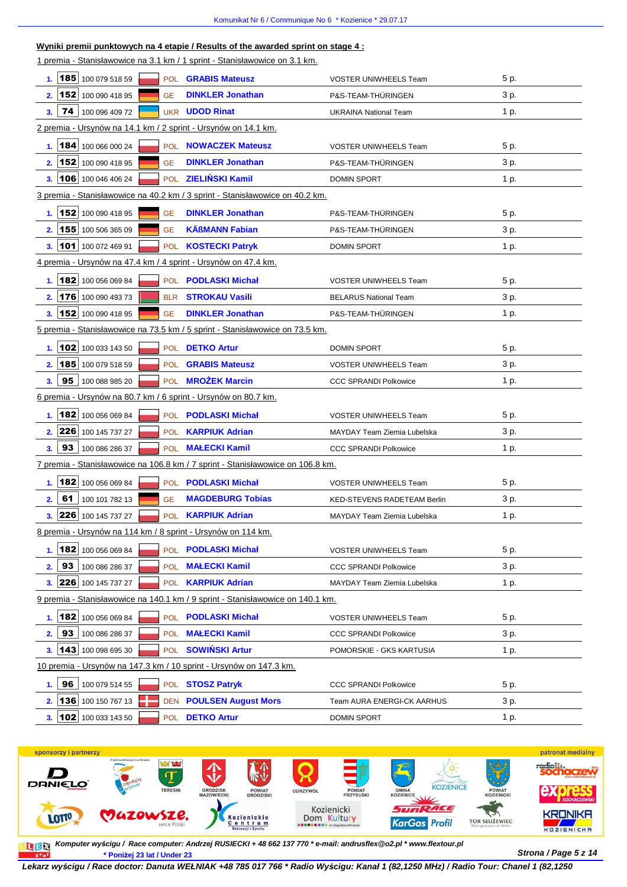## Wyniki premii punktowych na 4 etapie / Results of the awarded sprint on stage 4 :

1 premia - Stanisławowice na 3.1 km / 1 sprint - Stanisławowice on 3.1 km.

| | No | UCI ID | Nat | Name | Team | Pts |
|---|---|---|---|---|---|---|
| 1. | 185 | 100 079 518 59 | POL | GRABIS Mateusz | VOSTER UNIWHEELS Team | 5 p. |
| 2. | 152 | 100 090 418 95 | GE | DINKLER Jonathan | P&S-TEAM-THÜRINGEN | 3 p. |
| 3. | 74 | 100 096 409 72 | UKR | UDOD Rinat | UKRAINA National Team | 1 p. |

2 premia - Ursynów na 14.1 km / 2 sprint - Ursynów on 14.1 km.

| | No | UCI ID | Nat | Name | Team | Pts |
|---|---|---|---|---|---|---|
| 1. | 184 | 100 066 000 24 | POL | NOWACZEK Mateusz | VOSTER UNIWHEELS Team | 5 p. |
| 2. | 152 | 100 090 418 95 | GE | DINKLER Jonathan | P&S-TEAM-THÜRINGEN | 3 p. |
| 3. | 106 | 100 046 406 24 | POL | ZIELIŃSKI Kamil | DOMIN SPORT | 1 p. |

3 premia - Stanisławowice na 40.2 km / 3 sprint - Stanisławowice on 40.2 km.

| | No | UCI ID | Nat | Name | Team | Pts |
|---|---|---|---|---|---|---|
| 1. | 152 | 100 090 418 95 | GE | DINKLER Jonathan | P&S-TEAM-THÜRINGEN | 5 p. |
| 2. | 155 | 100 506 365 09 | GE | KÄßMANN Fabian | P&S-TEAM-THÜRINGEN | 3 p. |
| 3. | 101 | 100 072 469 91 | POL | KOSTECKI Patryk | DOMIN SPORT | 1 p. |

4 premia - Ursynów na 47.4 km / 4 sprint - Ursynów on 47.4 km.

| | No | UCI ID | Nat | Name | Team | Pts |
|---|---|---|---|---|---|---|
| 1. | 182 | 100 056 069 84 | POL | PODLASKI Michał | VOSTER UNIWHEELS Team | 5 p. |
| 2. | 176 | 100 090 493 73 | BLR | STROKAU Vasili | BELARUS National Team | 3 p. |
| 3. | 152 | 100 090 418 95 | GE | DINKLER Jonathan | P&S-TEAM-THÜRINGEN | 1 p. |

5 premia - Stanisławowice na 73.5 km / 5 sprint - Stanisławowice on 73.5 km.

| | No | UCI ID | Nat | Name | Team | Pts |
|---|---|---|---|---|---|---|
| 1. | 102 | 100 033 143 50 | POL | DETKO Artur | DOMIN SPORT | 5 p. |
| 2. | 185 | 100 079 518 59 | POL | GRABIS Mateusz | VOSTER UNIWHEELS Team | 3 p. |
| 3. | 95 | 100 088 985 20 | POL | MROŻEK Marcin | CCC SPRANDI Polkowice | 1 p. |

6 premia - Ursynów na 80.7 km / 6 sprint - Ursynów on 80.7 km.

| | No | UCI ID | Nat | Name | Team | Pts |
|---|---|---|---|---|---|---|
| 1. | 182 | 100 056 069 84 | POL | PODLASKI Michał | VOSTER UNIWHEELS Team | 5 p. |
| 2. | 226 | 100 145 737 27 | POL | KARPIUK Adrian | MAYDAY Team Ziemia Lubelska | 3 p. |
| 3. | 93 | 100 086 286 37 | POL | MAŁECKI Kamil | CCC SPRANDI Polkowice | 1 p. |

7 premia - Stanisławowice na 106.8 km / 7 sprint - Stanisławowice on 106.8 km.

| | No | UCI ID | Nat | Name | Team | Pts |
|---|---|---|---|---|---|---|
| 1. | 182 | 100 056 069 84 | POL | PODLASKI Michał | VOSTER UNIWHEELS Team | 5 p. |
| 2. | 61 | 100 101 782 13 | GE | MAGDEBURG Tobias | KED-STEVENS RADETEAM Berlin | 3 p. |
| 3. | 226 | 100 145 737 27 | POL | KARPIUK Adrian | MAYDAY Team Ziemia Lubelska | 1 p. |

8 premia - Ursynów na 114 km / 8 sprint - Ursynów on 114 km.

| | No | UCI ID | Nat | Name | Team | Pts |
|---|---|---|---|---|---|---|
| 1. | 182 | 100 056 069 84 | POL | PODLASKI Michał | VOSTER UNIWHEELS Team | 5 p. |
| 2. | 93 | 100 086 286 37 | POL | MAŁECKI Kamil | CCC SPRANDI Polkowice | 3 p. |
| 3. | 226 | 100 145 737 27 | POL | KARPIUK Adrian | MAYDAY Team Ziemia Lubelska | 1 p. |

9 premia - Stanisławowice na 140.1 km / 9 sprint - Stanisławowice on 140.1 km.

| | No | UCI ID | Nat | Name | Team | Pts |
|---|---|---|---|---|---|---|
| 1. | 182 | 100 056 069 84 | POL | PODLASKI Michał | VOSTER UNIWHEELS Team | 5 p. |
| 2. | 93 | 100 086 286 37 | POL | MAŁECKI Kamil | CCC SPRANDI Polkowice | 3 p. |
| 3. | 143 | 100 098 695 30 | POL | SOWIŃSKI Artur | POMORSKIE - GKS KARTUSIA | 1 p. |

10 premia - Ursynów na 147.3 km / 10 sprint - Ursynów on 147.3 km.

| | No | UCI ID | Nat | Name | Team | Pts |
|---|---|---|---|---|---|---|
| 1. | 96 | 100 079 514 55 | POL | STOSZ Patryk | CCC SPRANDI Polkowice | 5 p. |
| 2. | 136 | 100 150 767 13 | DEN | POULSEN August Mors | Team AURA ENERGI-CK AARHUS | 3 p. |
| 3. | 102 | 100 033 143 50 | POL | DETKO Artur | DOMIN SPORT | 1 p. |

sponsorzy i partnerzy — patronat medialny

*Komputer wyścigu / Race computer: Andrzej RUSIECKI + 48 662 137 770 * e-mail: andrusflex@o2.pl * www.flextour.pl*

*** Poniżej 23 lat / Under 23**

***Lekarz wyścigu / Race doctor: Danuta WEŁNIAK +48 785 017 766 * Radio Wyścigu: Kanał 1 (82,1250 MHz) / Radio Tour: Chanel 1 (82,1250***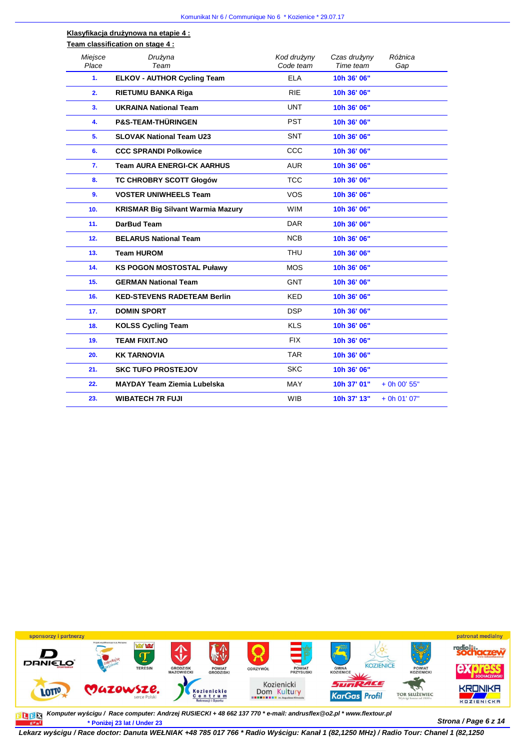**Klasyfikacja drużynowa na etapie 4 :**
**Team classification on stage 4 :**

| Miejsce Place | Drużyna Team | Kod drużyny Code team | Czas drużyny Time team | Różnica Gap |
|---|---|---|---|---|
| 1. | ELKOV - AUTHOR Cycling Team | ELA | 10h 36' 06" | |
| 2. | RIETUMU BANKA Riga | RIE | 10h 36' 06" | |
| 3. | UKRAINA National Team | UNT | 10h 36' 06" | |
| 4. | P&S-TEAM-THÜRINGEN | PST | 10h 36' 06" | |
| 5. | SLOVAK National Team U23 | SNT | 10h 36' 06" | |
| 6. | CCC SPRANDI Polkowice | CCC | 10h 36' 06" | |
| 7. | Team AURA ENERGI-CK AARHUS | AUR | 10h 36' 06" | |
| 8. | TC CHROBRY SCOTT Głogów | TCC | 10h 36' 06" | |
| 9. | VOSTER UNIWHEELS Team | VOS | 10h 36' 06" | |
| 10. | KRISMAR Big Silvant Warmia Mazury | WIM | 10h 36' 06" | |
| 11. | DarBud Team | DAR | 10h 36' 06" | |
| 12. | BELARUS National Team | NCB | 10h 36' 06" | |
| 13. | Team HUROM | THU | 10h 36' 06" | |
| 14. | KS POGON MOSTOSTAL Puławy | MOS | 10h 36' 06" | |
| 15. | GERMAN National Team | GNT | 10h 36' 06" | |
| 16. | KED-STEVENS RADETEAM Berlin | KED | 10h 36' 06" | |
| 17. | DOMIN SPORT | DSP | 10h 36' 06" | |
| 18. | KOLSS Cycling Team | KLS | 10h 36' 06" | |
| 19. | TEAM FIXIT.NO | FIX | 10h 36' 06" | |
| 20. | KK TARNOVIA | TAR | 10h 36' 06" | |
| 21. | SKC TUFO PROSTEJOV | SKC | 10h 36' 06" | |
| 22. | MAYDAY Team Ziemia Lubelska | MAY | 10h 37' 01" | + 0h 00' 55" |
| 23. | WIBATECH 7R FUJI | WIB | 10h 37' 13" | + 0h 01' 07" |

*Komputer wyścigu / Race computer: Andrzej RUSIECKI + 48 662 137 770 * e-mail: andrusflex@o2.pl * www.flextour.pl*
* Poniżej 23 lat / Under 23

*Lekarz wyścigu / Race doctor: Danuta WEŁNIAK +48 785 017 766 * Radio Wyścigu: Kanał 1 (82,1250 MHz) / Radio Tour: Chanel 1 (82,1250*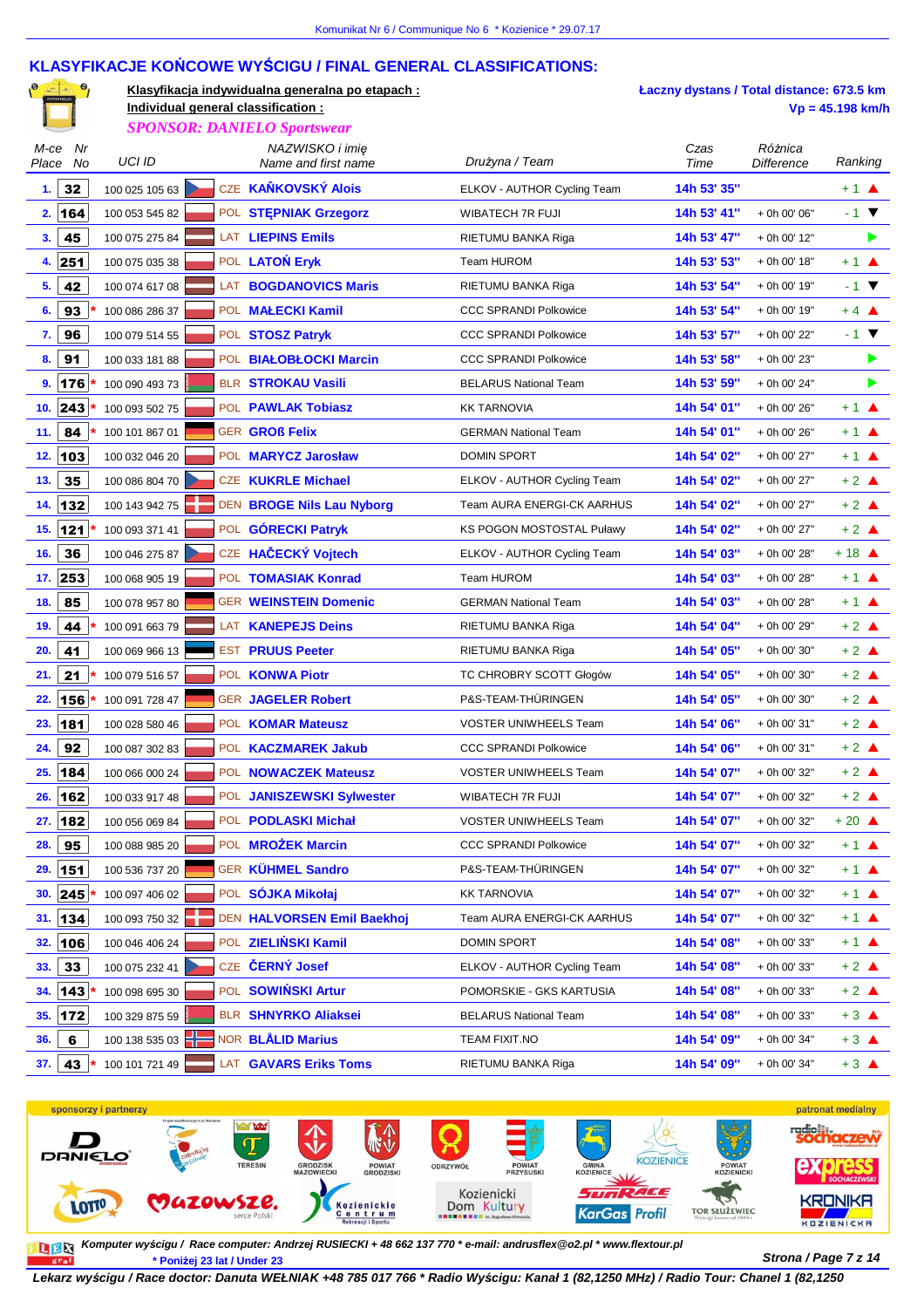Komunikat Nr 6 / Communique No 6 * Kozienice * 29.07.17

## KLASYFIKACJE KOŃCOWE WYŚCIGU / FINAL GENERAL CLASSIFICATIONS:

**Klasyfikacja indywidualna generalna po etapach :**
**Individual general classification :**
*SPONSOR: DANIELO Sportswear*

**Łaczny dystans / Total distance: 673.5 km**
**Vp = 45.198 km/h**

| M-ce Place | Nr No | UCI ID | | NAZWISKO i imię Name and first name | Drużyna / Team | Czas Time | Różnica Difference | Ranking |
|---|---|---|---|---|---|---|---|---|
| 1. | 32 | 100 025 105 63 | CZE | KAŇKOVSKÝ Alois | ELKOV - AUTHOR Cycling Team | 14h 53' 35" | | + 1 ▲ |
| 2. | 164 | 100 053 545 82 | POL | STĘPNIAK Grzegorz | WIBATECH 7R FUJI | 14h 53' 41" | + 0h 00' 06" | - 1 ▼ |
| 3. | 45 | 100 075 275 84 | LAT | LIEPINS Emils | RIETUMU BANKA Riga | 14h 53' 47" | + 0h 00' 12" | ▶ |
| 4. | 251 | 100 075 035 38 | POL | LATOŃ Eryk | Team HUROM | 14h 53' 53" | + 0h 00' 18" | + 1 ▲ |
| 5. | 42 | 100 074 617 08 | LAT | BOGDANOVICS Maris | RIETUMU BANKA Riga | 14h 53' 54" | + 0h 00' 19" | - 1 ▼ |
| 6. | 93 * | 100 086 286 37 | POL | MAŁECKI Kamil | CCC SPRANDI Polkowice | 14h 53' 54" | + 0h 00' 19" | + 4 ▲ |
| 7. | 96 | 100 079 514 55 | POL | STOSZ Patryk | CCC SPRANDI Polkowice | 14h 53' 57" | + 0h 00' 22" | - 1 ▼ |
| 8. | 91 | 100 033 181 88 | POL | BIAŁOBŁOCKI Marcin | CCC SPRANDI Polkowice | 14h 53' 58" | + 0h 00' 23" | ▶ |
| 9. | 176 * | 100 090 493 73 | BLR | STROKAU Vasili | BELARUS National Team | 14h 53' 59" | + 0h 00' 24" | ▶ |
| 10. | 243 * | 100 093 502 75 | POL | PAWLAK Tobiasz | KK TARNOVIA | 14h 54' 01" | + 0h 00' 26" | + 1 ▲ |
| 11. | 84 * | 100 101 867 01 | GER | GROß Felix | GERMAN National Team | 14h 54' 01" | + 0h 00' 26" | + 1 ▲ |
| 12. | 103 | 100 032 046 20 | POL | MARYCZ Jarosław | DOMIN SPORT | 14h 54' 02" | + 0h 00' 27" | + 1 ▲ |
| 13. | 35 | 100 086 804 70 | CZE | KUKRLE Michael | ELKOV - AUTHOR Cycling Team | 14h 54' 02" | + 0h 00' 27" | + 2 ▲ |
| 14. | 132 | 100 143 942 75 | DEN | BROGE Nils Lau Nyborg | Team AURA ENERGI-CK AARHUS | 14h 54' 02" | + 0h 00' 27" | + 2 ▲ |
| 15. | 121 * | 100 093 371 41 | POL | GÓRECKI Patryk | KS POGON MOSTOSTAL Puławy | 14h 54' 02" | + 0h 00' 27" | + 2 ▲ |
| 16. | 36 | 100 046 275 87 | CZE | HAČECKÝ Vojtech | ELKOV - AUTHOR Cycling Team | 14h 54' 03" | + 0h 00' 28" | + 18 ▲ |
| 17. | 253 | 100 068 905 19 | POL | TOMASIAK Konrad | Team HUROM | 14h 54' 03" | + 0h 00' 28" | + 1 ▲ |
| 18. | 85 | 100 078 957 80 | GER | WEINSTEIN Domenic | GERMAN National Team | 14h 54' 03" | + 0h 00' 28" | + 1 ▲ |
| 19. | 44 * | 100 091 663 79 | LAT | KANEPEJS Deins | RIETUMU BANKA Riga | 14h 54' 04" | + 0h 00' 29" | + 2 ▲ |
| 20. | 41 | 100 069 966 13 | EST | PRUUS Peeter | RIETUMU BANKA Riga | 14h 54' 05" | + 0h 00' 30" | + 2 ▲ |
| 21. | 21 * | 100 079 516 57 | POL | KONWA Piotr | TC CHROBRY SCOTT Głogów | 14h 54' 05" | + 0h 00' 30" | + 2 ▲ |
| 22. | 156 * | 100 091 728 47 | GER | JAGELER Robert | P&S-TEAM-THÜRINGEN | 14h 54' 05" | + 0h 00' 30" | + 2 ▲ |
| 23. | 181 | 100 028 580 46 | POL | KOMAR Mateusz | VOSTER UNIWHEELS Team | 14h 54' 06" | + 0h 00' 31" | + 2 ▲ |
| 24. | 92 | 100 087 302 83 | POL | KACZMAREK Jakub | CCC SPRANDI Polkowice | 14h 54' 06" | + 0h 00' 31" | + 2 ▲ |
| 25. | 184 | 100 066 000 24 | POL | NOWACZEK Mateusz | VOSTER UNIWHEELS Team | 14h 54' 07" | + 0h 00' 32" | + 2 ▲ |
| 26. | 162 | 100 033 917 48 | POL | JANISZEWSKI Sylwester | WIBATECH 7R FUJI | 14h 54' 07" | + 0h 00' 32" | + 2 ▲ |
| 27. | 182 | 100 056 069 84 | POL | PODLASKI Michał | VOSTER UNIWHEELS Team | 14h 54' 07" | + 0h 00' 32" | + 20 ▲ |
| 28. | 95 | 100 088 985 20 | POL | MROŻEK Marcin | CCC SPRANDI Polkowice | 14h 54' 07" | + 0h 00' 32" | + 1 ▲ |
| 29. | 151 | 100 536 737 20 | GER | KÜHMEL Sandro | P&S-TEAM-THÜRINGEN | 14h 54' 07" | + 0h 00' 32" | + 1 ▲ |
| 30. | 245 * | 100 097 406 02 | POL | SÓJKA Mikołaj | KK TARNOVIA | 14h 54' 07" | + 0h 00' 32" | + 1 ▲ |
| 31. | 134 | 100 093 750 32 | DEN | HALVORSEN Emil Baekhoj | Team AURA ENERGI-CK AARHUS | 14h 54' 07" | + 0h 00' 32" | + 1 ▲ |
| 32. | 106 | 100 046 406 24 | POL | ZIELIŃSKI Kamil | DOMIN SPORT | 14h 54' 08" | + 0h 00' 33" | + 1 ▲ |
| 33. | 33 | 100 075 232 41 | CZE | ČERNÝ Josef | ELKOV - AUTHOR Cycling Team | 14h 54' 08" | + 0h 00' 33" | + 2 ▲ |
| 34. | 143 * | 100 098 695 30 | POL | SOWIŃSKI Artur | POMORSKIE - GKS KARTUSIA | 14h 54' 08" | + 0h 00' 33" | + 2 ▲ |
| 35. | 172 | 100 329 875 59 | BLR | SHNYRKO Aliaksei | BELARUS National Team | 14h 54' 08" | + 0h 00' 33" | + 3 ▲ |
| 36. | 6 | 100 138 535 03 | NOR | BLÅLID Marius | TEAM FIXIT.NO | 14h 54' 09" | + 0h 00' 34" | + 3 ▲ |
| 37. | 43 * | 100 101 721 49 | LAT | GAVARS Eriks Toms | RIETUMU BANKA Riga | 14h 54' 09" | + 0h 00' 34" | + 3 ▲ |

sponsorzy i partnerzy — patronat medialny

*Komputer wyścigu / Race computer: Andrzej RUSIECKI + 48 662 137 770 * e-mail: andrusflex@o2.pl * www.flextour.pl*
*** Poniżej 23 lat / Under 23**

**Lekarz wyścigu / Race doctor: Danuta WEŁNIAK +48 785 017 766 * Radio Wyścigu: Kanał 1 (82,1250 MHz) / Radio Tour: Chanel 1 (82,1250**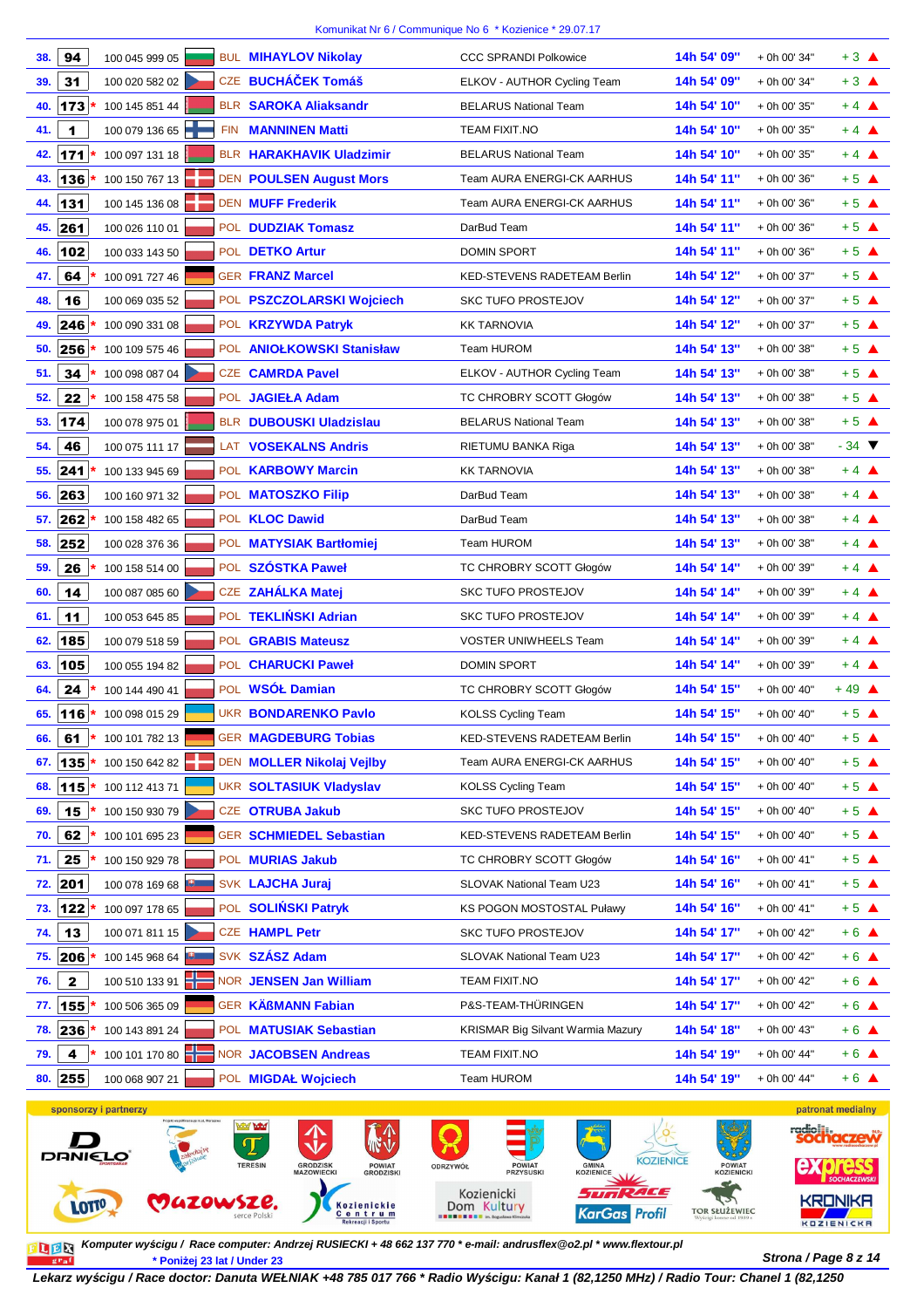Komunikat Nr 6 / Communique No 6 * Kozienice * 29.07.17

| Pos. | No | UCI ID | Nat | Name | Team | Time | Gap | +/- |
|---|---|---|---|---|---|---|---|---|
| 38. | 94 | 100 045 999 05 | BUL | MIHAYLOV Nikolay | CCC SPRANDI Polkowice | 14h 54' 09" | + 0h 00' 34" | + 3 ▲ |
| 39. | 31 | 100 020 582 02 | CZE | BUCHÁČEK Tomáš | ELKOV - AUTHOR Cycling Team | 14h 54' 09" | + 0h 00' 34" | + 3 ▲ |
| 40. | 173* | 100 145 851 44 | BLR | SAROKA Aliaksandr | BELARUS National Team | 14h 54' 10" | + 0h 00' 35" | + 4 ▲ |
| 41. | 1 | 100 079 136 65 | FIN | MANNINEN Matti | TEAM FIXIT.NO | 14h 54' 10" | + 0h 00' 35" | + 4 ▲ |
| 42. | 171* | 100 097 131 18 | BLR | HARAKHAVIK Uladzimir | BELARUS National Team | 14h 54' 10" | + 0h 00' 35" | + 4 ▲ |
| 43. | 136* | 100 150 767 13 | DEN | POULSEN August Mors | Team AURA ENERGI-CK AARHUS | 14h 54' 11" | + 0h 00' 36" | + 5 ▲ |
| 44. | 131 | 100 145 136 08 | DEN | MUFF Frederik | Team AURA ENERGI-CK AARHUS | 14h 54' 11" | + 0h 00' 36" | + 5 ▲ |
| 45. | 261 | 100 026 110 01 | POL | DUDZIAK Tomasz | DarBud Team | 14h 54' 11" | + 0h 00' 36" | + 5 ▲ |
| 46. | 102 | 100 033 143 50 | POL | DETKO Artur | DOMIN SPORT | 14h 54' 11" | + 0h 00' 36" | + 5 ▲ |
| 47. | 64 | 100 091 727 46 | GER | FRANZ Marcel | KED-STEVENS RADETEAM Berlin | 14h 54' 12" | + 0h 00' 37" | + 5 ▲ |
| 48. | 16 | 100 069 035 52 | POL | PSZCZOLARSKI Wojciech | SKC TUFO PROSTEJOV | 14h 54' 12" | + 0h 00' 37" | + 5 ▲ |
| 49. | 246* | 100 090 331 08 | POL | KRZYWDA Patryk | KK TARNOVIA | 14h 54' 12" | + 0h 00' 37" | + 5 ▲ |
| 50. | 256* | 100 109 575 46 | POL | ANIOŁKOWSKI Stanisław | Team HUROM | 14h 54' 13" | + 0h 00' 38" | + 5 ▲ |
| 51. | 34 | 100 098 087 04 | CZE | CAMRDA Pavel | ELKOV - AUTHOR Cycling Team | 14h 54' 13" | + 0h 00' 38" | + 5 ▲ |
| 52. | 22 | 100 158 475 58 | POL | JAGIEŁA Adam | TC CHROBRY SCOTT Głogów | 14h 54' 13" | + 0h 00' 38" | + 5 ▲ |
| 53. | 174 | 100 078 975 01 | BLR | DUBOUSKI Uladzislau | BELARUS National Team | 14h 54' 13" | + 0h 00' 38" | + 5 ▲ |
| 54. | 46 | 100 075 111 17 | LAT | VOSEKALNS Andris | RIETUMU BANKA Riga | 14h 54' 13" | + 0h 00' 38" | - 34 ▼ |
| 55. | 241* | 100 133 945 69 | POL | KARBOWY Marcin | KK TARNOVIA | 14h 54' 13" | + 0h 00' 38" | + 4 ▲ |
| 56. | 263 | 100 160 971 32 | POL | MATOSZKO Filip | DarBud Team | 14h 54' 13" | + 0h 00' 38" | + 4 ▲ |
| 57. | 262* | 100 158 482 65 | POL | KLOC Dawid | DarBud Team | 14h 54' 13" | + 0h 00' 38" | + 4 ▲ |
| 58. | 252 | 100 028 376 36 | POL | MATYSIAK Bartłomiej | Team HUROM | 14h 54' 13" | + 0h 00' 38" | + 4 ▲ |
| 59. | 26* | 100 158 514 00 | POL | SZÓSTKA Paweł | TC CHROBRY SCOTT Głogów | 14h 54' 14" | + 0h 00' 39" | + 4 ▲ |
| 60. | 14 | 100 087 085 60 | CZE | ZAHÁLKA Matej | SKC TUFO PROSTEJOV | 14h 54' 14" | + 0h 00' 39" | + 4 ▲ |
| 61. | 11 | 100 053 645 85 | POL | TEKLIŃSKI Adrian | SKC TUFO PROSTEJOV | 14h 54' 14" | + 0h 00' 39" | + 4 ▲ |
| 62. | 185 | 100 079 518 59 | POL | GRABIS Mateusz | VOSTER UNIWHEELS Team | 14h 54' 14" | + 0h 00' 39" | + 4 ▲ |
| 63. | 105 | 100 055 194 82 | POL | CHARUCKI Paweł | DOMIN SPORT | 14h 54' 14" | + 0h 00' 39" | + 4 ▲ |
| 64. | 24 | 100 144 490 41 | POL | WSÓŁ Damian | TC CHROBRY SCOTT Głogów | 14h 54' 15" | + 0h 00' 40" | + 49 ▲ |
| 65. | 116* | 100 098 015 29 | UKR | BONDARENKO Pavlo | KOLSS Cycling Team | 14h 54' 15" | + 0h 00' 40" | + 5 ▲ |
| 66. | 61* | 100 101 782 13 | GER | MAGDEBURG Tobias | KED-STEVENS RADETEAM Berlin | 14h 54' 15" | + 0h 00' 40" | + 5 ▲ |
| 67. | 135* | 100 150 642 82 | DEN | MOLLER Nikolaj Vejlby | Team AURA ENERGI-CK AARHUS | 14h 54' 15" | + 0h 00' 40" | + 5 ▲ |
| 68. | 115* | 100 112 413 71 | UKR | SOLTASIUK Vladyslav | KOLSS Cycling Team | 14h 54' 15" | + 0h 00' 40" | + 5 ▲ |
| 69. | 15* | 100 150 930 79 | CZE | OTRUBA Jakub | SKC TUFO PROSTEJOV | 14h 54' 15" | + 0h 00' 40" | + 5 ▲ |
| 70. | 62* | 100 101 695 23 | GER | SCHMIEDEL Sebastian | KED-STEVENS RADETEAM Berlin | 14h 54' 15" | + 0h 00' 40" | + 5 ▲ |
| 71. | 25* | 100 150 929 78 | POL | MURIAS Jakub | TC CHROBRY SCOTT Głogów | 14h 54' 16" | + 0h 00' 41" | + 5 ▲ |
| 72. | 201 | 100 078 169 68 | SVK | LAJCHA Juraj | SLOVAK National Team U23 | 14h 54' 16" | + 0h 00' 41" | + 5 ▲ |
| 73. | 122* | 100 097 178 65 | POL | SOLIŃSKI Patryk | KS POGON MOSTOSTAL Puławy | 14h 54' 16" | + 0h 00' 41" | + 5 ▲ |
| 74. | 13 | 100 071 811 15 | CZE | HAMPL Petr | SKC TUFO PROSTEJOV | 14h 54' 17" | + 0h 00' 42" | + 6 ▲ |
| 75. | 206* | 100 145 968 64 | SVK | SZÁSZ Adam | SLOVAK National Team U23 | 14h 54' 17" | + 0h 00' 42" | + 6 ▲ |
| 76. | 2 | 100 510 133 91 | NOR | JENSEN Jan William | TEAM FIXIT.NO | 14h 54' 17" | + 0h 00' 42" | + 6 ▲ |
| 77. | 155* | 100 506 365 09 | GER | KÄßMANN Fabian | P&S-TEAM-THÜRINGEN | 14h 54' 17" | + 0h 00' 42" | + 6 ▲ |
| 78. | 236* | 100 143 891 24 | POL | MATUSIAK Sebastian | KRISMAR Big Silvant Warmia Mazury | 14h 54' 18" | + 0h 00' 43" | + 6 ▲ |
| 79. | 4 | 100 101 170 80 | NOR | JACOBSEN Andreas | TEAM FIXIT.NO | 14h 54' 19" | + 0h 00' 44" | + 6 ▲ |
| 80. | 255 | 100 068 907 21 | POL | MIGDAŁ Wojciech | Team HUROM | 14h 54' 19" | + 0h 00' 44" | + 6 ▲ |

sponsorzy i partnerzy — patronat medialny

*Komputer wyścigu / Race computer: Andrzej RUSIECKI + 48 662 137 770 * e-mail: andrusflex@o2.pl * www.flextour.pl*

* Poniżej 23 lat / Under 23

**Lekarz wyścigu / Race doctor: Danuta WEŁNIAK +48 785 017 766 * Radio Wyścigu: Kanał 1 (82,1250 MHz) / Radio Tour: Chanel 1 (82,1250**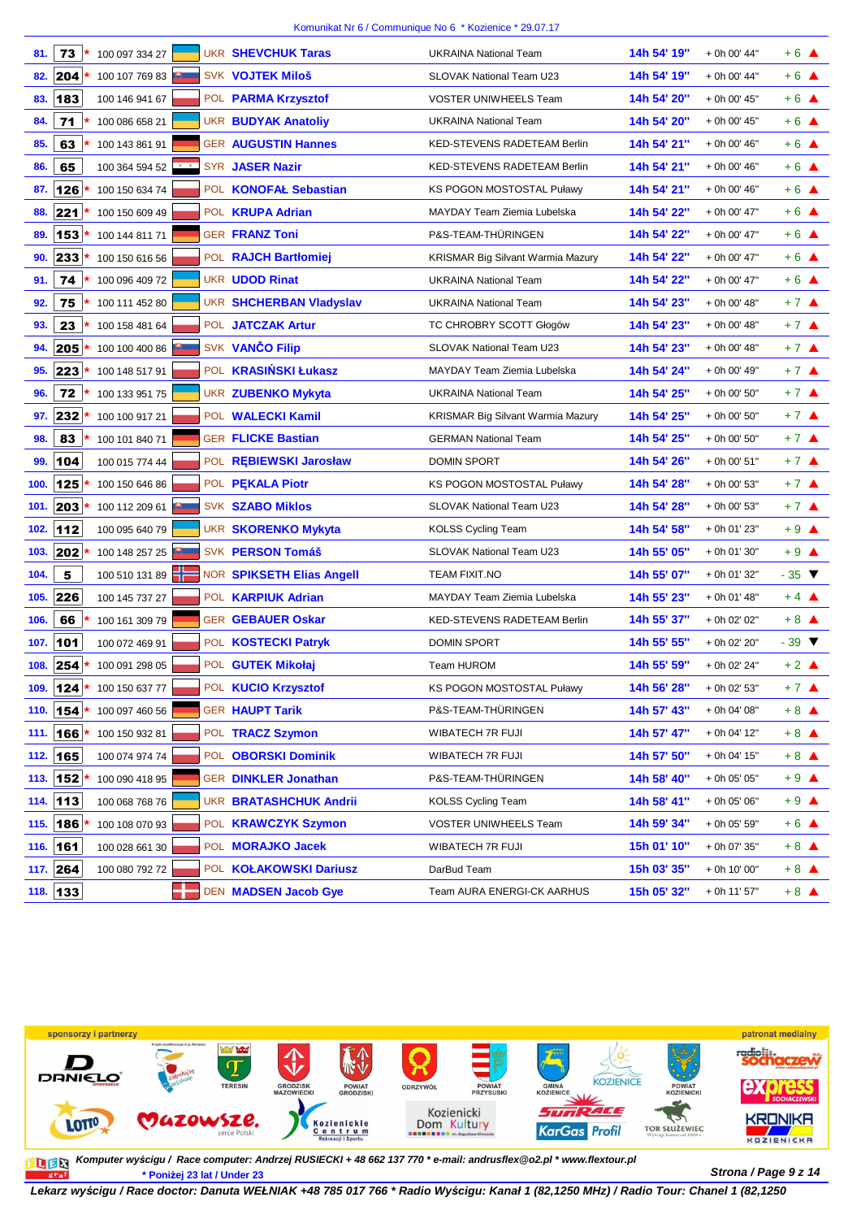Komunikat Nr 6 / Communique No 6 * Kozienice * 29.07.17

| Pos. | No | * | UCI ID | Nat | Name | Team | Time | Gap | +/- |
|---|---|---|---|---|---|---|---|---|---|
| 81. | 73 | * | 100 097 334 27 | UKR | SHEVCHUK Taras | UKRAINA National Team | 14h 54' 19" | + 0h 00' 44" | + 6 ▲ |
| 82. | 204 | * | 100 107 769 83 | SVK | VOJTEK Miloš | SLOVAK National Team U23 | 14h 54' 19" | + 0h 00' 44" | + 6 ▲ |
| 83. | 183 | * | 100 146 941 67 | POL | PARMA Krzysztof | VOSTER UNIWHEELS Team | 14h 54' 20" | + 0h 00' 45" | + 6 ▲ |
| 84. | 71 | * | 100 086 658 21 | UKR | BUDYAK Anatoliy | UKRAINA National Team | 14h 54' 20" | + 0h 00' 45" | + 6 ▲ |
| 85. | 63 | * | 100 143 861 91 | GER | AUGUSTIN Hannes | KED-STEVENS RADETEAM Berlin | 14h 54' 21" | + 0h 00' 46" | + 6 ▲ |
| 86. | 65 | | 100 364 594 52 | SYR | JASER Nazir | KED-STEVENS RADETEAM Berlin | 14h 54' 21" | + 0h 00' 46" | + 6 ▲ |
| 87. | 126 | * | 100 150 634 74 | POL | KONOFAŁ Sebastian | KS POGON MOSTOSTAL Puławy | 14h 54' 21" | + 0h 00' 46" | + 6 ▲ |
| 88. | 221 | * | 100 150 609 49 | POL | KRUPA Adrian | MAYDAY Team Ziemia Lubelska | 14h 54' 22" | + 0h 00' 47" | + 6 ▲ |
| 89. | 153 | * | 100 144 811 71 | GER | FRANZ Toni | P&S-TEAM-THÜRINGEN | 14h 54' 22" | + 0h 00' 47" | + 6 ▲ |
| 90. | 233 | * | 100 150 616 56 | POL | RAJCH Bartłomiej | KRISMAR Big Silvant Warmia Mazury | 14h 54' 22" | + 0h 00' 47" | + 6 ▲ |
| 91. | 74 | * | 100 096 409 72 | UKR | UDOD Rinat | UKRAINA National Team | 14h 54' 22" | + 0h 00' 47" | + 6 ▲ |
| 92. | 75 | * | 100 111 452 80 | UKR | SHCHERBAN Vladyslav | UKRAINA National Team | 14h 54' 23" | + 0h 00' 48" | + 7 ▲ |
| 93. | 23 | * | 100 158 481 64 | POL | JATCZAK Artur | TC CHROBRY SCOTT Głogów | 14h 54' 23" | + 0h 00' 48" | + 7 ▲ |
| 94. | 205 | * | 100 100 400 86 | SVK | VANČO Filip | SLOVAK National Team U23 | 14h 54' 23" | + 0h 00' 48" | + 7 ▲ |
| 95. | 223 | * | 100 148 517 91 | POL | KRASIŃSKI Łukasz | MAYDAY Team Ziemia Lubelska | 14h 54' 24" | + 0h 00' 49" | + 7 ▲ |
| 96. | 72 | * | 100 133 951 75 | UKR | ZUBENKO Mykyta | UKRAINA National Team | 14h 54' 25" | + 0h 00' 50" | + 7 ▲ |
| 97. | 232 | * | 100 100 917 21 | POL | WALECKI Kamil | KRISMAR Big Silvant Warmia Mazury | 14h 54' 25" | + 0h 00' 50" | + 7 ▲ |
| 98. | 83 | * | 100 101 840 71 | GER | FLICKE Bastian | GERMAN National Team | 14h 54' 25" | + 0h 00' 50" | + 7 ▲ |
| 99. | 104 | | 100 015 774 44 | POL | RĘBIEWSKI Jarosław | DOMIN SPORT | 14h 54' 26" | + 0h 00' 51" | + 7 ▲ |
| 100. | 125 | * | 100 150 646 86 | POL | PĘKALA Piotr | KS POGON MOSTOSTAL Puławy | 14h 54' 28" | + 0h 00' 53" | + 7 ▲ |
| 101. | 203 | * | 100 112 209 61 | SVK | SZABO Miklos | SLOVAK National Team U23 | 14h 54' 28" | + 0h 00' 53" | + 7 ▲ |
| 102. | 112 | | 100 095 640 79 | UKR | SKORENKO Mykyta | KOLSS Cycling Team | 14h 54' 58" | + 0h 01' 23" | + 9 ▲ |
| 103. | 202 | * | 100 148 257 25 | SVK | PERSON Tomáš | SLOVAK National Team U23 | 14h 55' 05" | + 0h 01' 30" | + 9 ▲ |
| 104. | 5 | | 100 510 131 89 | NOR | SPIKSETH Elias Angell | TEAM FIXIT.NO | 14h 55' 07" | + 0h 01' 32" | - 35 ▼ |
| 105. | 226 | | 100 145 737 27 | POL | KARPIUK Adrian | MAYDAY Team Ziemia Lubelska | 14h 55' 23" | + 0h 01' 48" | + 4 ▲ |
| 106. | 66 | * | 100 161 309 79 | GER | GEBAUER Oskar | KED-STEVENS RADETEAM Berlin | 14h 55' 37" | + 0h 02' 02" | + 8 ▲ |
| 107. | 101 | | 100 072 469 91 | POL | KOSTECKI Patryk | DOMIN SPORT | 14h 55' 55" | + 0h 02' 20" | - 39 ▼ |
| 108. | 254 | * | 100 091 298 05 | POL | GUTEK Mikołaj | Team HUROM | 14h 55' 59" | + 0h 02' 24" | + 2 ▲ |
| 109. | 124 | * | 100 150 637 77 | POL | KUCIO Krzysztof | KS POGON MOSTOSTAL Puławy | 14h 56' 28" | + 0h 02' 53" | + 7 ▲ |
| 110. | 154 | * | 100 097 460 56 | GER | HAUPT Tarik | P&S-TEAM-THÜRINGEN | 14h 57' 43" | + 0h 04' 08" | + 8 ▲ |
| 111. | 166 | * | 100 150 932 81 | POL | TRACZ Szymon | WIBATECH 7R FUJI | 14h 57' 47" | + 0h 04' 12" | + 8 ▲ |
| 112. | 165 | | 100 074 974 74 | POL | OBORSKI Dominik | WIBATECH 7R FUJI | 14h 57' 50" | + 0h 04' 15" | + 8 ▲ |
| 113. | 152 | * | 100 090 418 95 | GER | DINKLER Jonathan | P&S-TEAM-THÜRINGEN | 14h 58' 40" | + 0h 05' 05" | + 9 ▲ |
| 114. | 113 | | 100 068 768 76 | UKR | BRATASHCHUK Andrii | KOLSS Cycling Team | 14h 58' 41" | + 0h 05' 06" | + 9 ▲ |
| 115. | 186 | * | 100 108 070 93 | POL | KRAWCZYK Szymon | VOSTER UNIWHEELS Team | 14h 59' 34" | + 0h 05' 59" | + 6 ▲ |
| 116. | 161 | | 100 028 661 30 | POL | MORAJKO Jacek | WIBATECH 7R FUJI | 15h 01' 10" | + 0h 07' 35" | + 8 ▲ |
| 117. | 264 | | 100 080 792 72 | POL | KOŁAKOWSKI Dariusz | DarBud Team | 15h 03' 35" | + 0h 10' 00" | + 8 ▲ |
| 118. | 133 | | | DEN | MADSEN Jacob Gye | Team AURA ENERGI-CK AARHUS | 15h 05' 32" | + 0h 11' 57" | + 8 ▲ |

sponsorzy i partnerzy — patronat medialny

*Komputer wyścigu / Race computer: Andrzej RUSIECKI + 48 662 137 770 * e-mail: andrusflex@o2.pl * www.flextour.pl*

* Poniżej 23 lat / Under 23

*Lekarz wyścigu / Race doctor: Danuta WEŁNIAK +48 785 017 766 * Radio Wyścigu: Kanał 1 (82,1250 MHz) / Radio Tour: Chanel 1 (82,1250*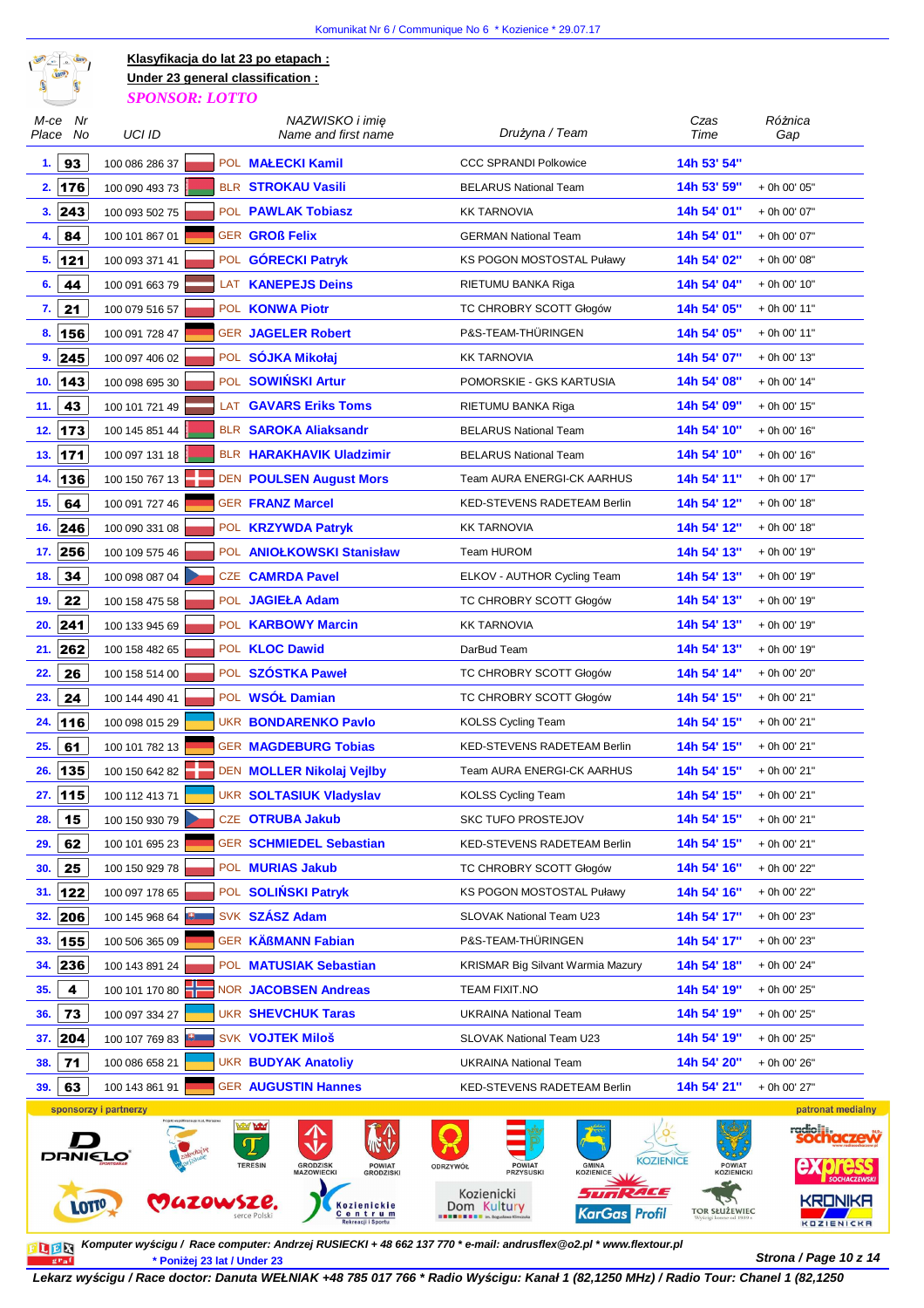Komunikat Nr 6 / Communique No 6 * Kozienice * 29.07.17

**Klasyfikacja do lat 23 po etapach :**

**Under 23 general classification :**

***SPONSOR: LOTTO***

| M-ce Place | Nr No | UCI ID | | NAZWISKO i imię Name and first name | Drużyna / Team | Czas Time | Różnica Gap |
|---|---|---|---|---|---|---|---|
| 1. | 93 | 100 086 286 37 | POL | **MAŁECKI Kamil** | CCC SPRANDI Polkowice | 14h 53' 54'' | |
| 2. | 176 | 100 090 493 73 | BLR | **STROKAU Vasili** | BELARUS National Team | 14h 53' 59'' | + 0h 00' 05'' |
| 3. | 243 | 100 093 502 75 | POL | **PAWLAK Tobiasz** | KK TARNOVIA | 14h 54' 01'' | + 0h 00' 07'' |
| 4. | 84 | 100 101 867 01 | GER | **GROß Felix** | GERMAN National Team | 14h 54' 01'' | + 0h 00' 07'' |
| 5. | 121 | 100 093 371 41 | POL | **GÓRECKI Patryk** | KS POGON MOSTOSTAL Puławy | 14h 54' 02'' | + 0h 00' 08'' |
| 6. | 44 | 100 091 663 79 | LAT | **KANEPEJS Deins** | RIETUMU BANKA Riga | 14h 54' 04'' | + 0h 00' 10'' |
| 7. | 21 | 100 079 516 57 | POL | **KONWA Piotr** | TC CHROBRY SCOTT Głogów | 14h 54' 05'' | + 0h 00' 11'' |
| 8. | 156 | 100 091 728 47 | GER | **JAGELER Robert** | P&S-TEAM-THÜRINGEN | 14h 54' 05'' | + 0h 00' 11'' |
| 9. | 245 | 100 097 406 02 | POL | **SÓJKA Mikołaj** | KK TARNOVIA | 14h 54' 07'' | + 0h 00' 13'' |
| 10. | 143 | 100 098 695 30 | POL | **SOWIŃSKI Artur** | POMORSKIE - GKS KARTUSIA | 14h 54' 08'' | + 0h 00' 14'' |
| 11. | 43 | 100 101 721 49 | LAT | **GAVARS Eriks Toms** | RIETUMU BANKA Riga | 14h 54' 09'' | + 0h 00' 15'' |
| 12. | 173 | 100 145 851 44 | BLR | **SAROKA Aliaksandr** | BELARUS National Team | 14h 54' 10'' | + 0h 00' 16'' |
| 13. | 171 | 100 097 131 18 | BLR | **HARAKHAVIK Uladzimir** | BELARUS National Team | 14h 54' 10'' | + 0h 00' 16'' |
| 14. | 136 | 100 150 767 13 | DEN | **POULSEN August Mors** | Team AURA ENERGI-CK AARHUS | 14h 54' 11'' | + 0h 00' 17'' |
| 15. | 64 | 100 091 727 46 | GER | **FRANZ Marcel** | KED-STEVENS RADETEAM Berlin | 14h 54' 12'' | + 0h 00' 18'' |
| 16. | 246 | 100 090 331 08 | POL | **KRZYWDA Patryk** | KK TARNOVIA | 14h 54' 12'' | + 0h 00' 18'' |
| 17. | 256 | 100 109 575 46 | POL | **ANIOŁKOWSKI Stanisław** | Team HUROM | 14h 54' 13'' | + 0h 00' 19'' |
| 18. | 34 | 100 098 087 04 | CZE | **CAMRDA Pavel** | ELKOV - AUTHOR Cycling Team | 14h 54' 13'' | + 0h 00' 19'' |
| 19. | 22 | 100 158 475 58 | POL | **JAGIEŁA Adam** | TC CHROBRY SCOTT Głogów | 14h 54' 13'' | + 0h 00' 19'' |
| 20. | 241 | 100 133 945 69 | POL | **KARBOWY Marcin** | KK TARNOVIA | 14h 54' 13'' | + 0h 00' 19'' |
| 21. | 262 | 100 158 482 65 | POL | **KLOC Dawid** | DarBud Team | 14h 54' 13'' | + 0h 00' 19'' |
| 22. | 26 | 100 158 514 00 | POL | **SZÓSTKA Paweł** | TC CHROBRY SCOTT Głogów | 14h 54' 14'' | + 0h 00' 20'' |
| 23. | 24 | 100 144 490 41 | POL | **WSÓŁ Damian** | TC CHROBRY SCOTT Głogów | 14h 54' 15'' | + 0h 00' 21'' |
| 24. | 116 | 100 098 015 29 | UKR | **BONDARENKO Pavlo** | KOLSS Cycling Team | 14h 54' 15'' | + 0h 00' 21'' |
| 25. | 61 | 100 101 782 13 | GER | **MAGDEBURG Tobias** | KED-STEVENS RADETEAM Berlin | 14h 54' 15'' | + 0h 00' 21'' |
| 26. | 135 | 100 150 642 82 | DEN | **MOLLER Nikolaj Vejlby** | Team AURA ENERGI-CK AARHUS | 14h 54' 15'' | + 0h 00' 21'' |
| 27. | 115 | 100 112 413 71 | UKR | **SOLTASIUK Vladyslav** | KOLSS Cycling Team | 14h 54' 15'' | + 0h 00' 21'' |
| 28. | 15 | 100 150 930 79 | CZE | **OTRUBA Jakub** | SKC TUFO PROSTEJOV | 14h 54' 15'' | + 0h 00' 21'' |
| 29. | 62 | 100 101 695 23 | GER | **SCHMIEDEL Sebastian** | KED-STEVENS RADETEAM Berlin | 14h 54' 15'' | + 0h 00' 21'' |
| 30. | 25 | 100 150 929 78 | POL | **MURIAS Jakub** | TC CHROBRY SCOTT Głogów | 14h 54' 16'' | + 0h 00' 22'' |
| 31. | 122 | 100 097 178 65 | POL | **SOLIŃSKI Patryk** | KS POGON MOSTOSTAL Puławy | 14h 54' 16'' | + 0h 00' 22'' |
| 32. | 206 | 100 145 968 64 | SVK | **SZÁSZ Adam** | SLOVAK National Team U23 | 14h 54' 17'' | + 0h 00' 23'' |
| 33. | 155 | 100 506 365 09 | GER | **KÄßMANN Fabian** | P&S-TEAM-THÜRINGEN | 14h 54' 17'' | + 0h 00' 23'' |
| 34. | 236 | 100 143 891 24 | POL | **MATUSIAK Sebastian** | KRISMAR Big Silvant Warmia Mazury | 14h 54' 18'' | + 0h 00' 24'' |
| 35. | 4 | 100 101 170 80 | NOR | **JACOBSEN Andreas** | TEAM FIXIT.NO | 14h 54' 19'' | + 0h 00' 25'' |
| 36. | 73 | 100 097 334 27 | UKR | **SHEVCHUK Taras** | UKRAINA National Team | 14h 54' 19'' | + 0h 00' 25'' |
| 37. | 204 | 100 107 769 83 | SVK | **VOJTEK Miloš** | SLOVAK National Team U23 | 14h 54' 19'' | + 0h 00' 25'' |
| 38. | 71 | 100 086 658 21 | UKR | **BUDYAK Anatoliy** | UKRAINA National Team | 14h 54' 20'' | + 0h 00' 26'' |
| 39. | 63 | 100 143 861 91 | GER | **AUGUSTIN Hannes** | KED-STEVENS RADETEAM Berlin | 14h 54' 21'' | + 0h 00' 27'' |

sponsorzy i partnerzy — patronat medialny

*Komputer wyścigu / Race computer: Andrzej RUSIECKI + 48 662 137 770 * e-mail: andrusflex@o2.pl * www.flextour.pl*

*** Poniżej 23 lat / Under 23**

*Lekarz wyścigu / Race doctor: Danuta WEŁNIAK +48 785 017 766 * Radio Wyścigu: Kanał 1 (82,1250 MHz) / Radio Tour: Chanel 1 (82,1250*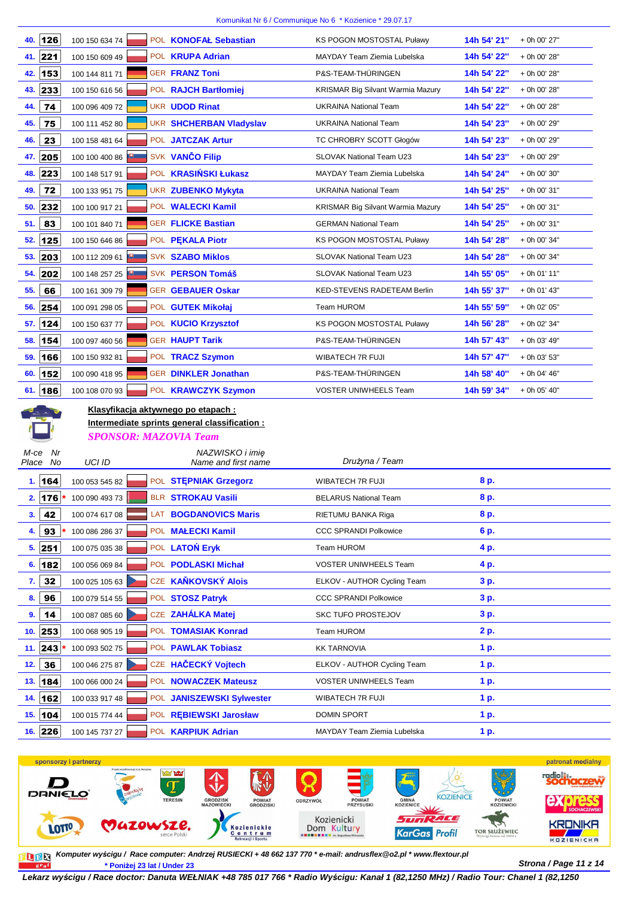Komunikat Nr 6 / Communique No 6 * Kozienice * 29.07.17

| | | | | | | | |
|---|---|---|---|---|---|---|---|
| 40. | 126 | 100 150 634 74 | POL | **KONOFAŁ Sebastian** | KS POGON MOSTOSTAL Puławy | 14h 54' 21'' | + 0h 00' 27'' |
| 41. | 221 | 100 150 609 49 | POL | **KRUPA Adrian** | MAYDAY Team Ziemia Lubelska | 14h 54' 22'' | + 0h 00' 28'' |
| 42. | 153 | 100 144 811 71 | GER | **FRANZ Toni** | P&S-TEAM-THÜRINGEN | 14h 54' 22'' | + 0h 00' 28'' |
| 43. | 233 | 100 150 616 56 | POL | **RAJCH Bartłomiej** | KRISMAR Big Silvant Warmia Mazury | 14h 54' 22'' | + 0h 00' 28'' |
| 44. | 74 | 100 096 409 72 | UKR | **UDOD Rinat** | UKRAINA National Team | 14h 54' 22'' | + 0h 00' 28'' |
| 45. | 75 | 100 111 452 80 | UKR | **SHCHERBAN Vladyslav** | UKRAINA National Team | 14h 54' 23'' | + 0h 00' 29'' |
| 46. | 23 | 100 158 481 64 | POL | **JATCZAK Artur** | TC CHROBRY SCOTT Głogów | 14h 54' 23'' | + 0h 00' 29'' |
| 47. | 205 | 100 100 400 86 | SVK | **VANČO Filip** | SLOVAK National Team U23 | 14h 54' 23'' | + 0h 00' 29'' |
| 48. | 223 | 100 148 517 91 | POL | **KRASIŃSKI Łukasz** | MAYDAY Team Ziemia Lubelska | 14h 54' 24'' | + 0h 00' 30'' |
| 49. | 72 | 100 133 951 75 | UKR | **ZUBENKO Mykyta** | UKRAINA National Team | 14h 54' 25'' | + 0h 00' 31'' |
| 50. | 232 | 100 100 917 21 | POL | **WALECKI Kamil** | KRISMAR Big Silvant Warmia Mazury | 14h 54' 25'' | + 0h 00' 31'' |
| 51. | 83 | 100 101 840 71 | GER | **FLICKE Bastian** | GERMAN National Team | 14h 54' 25'' | + 0h 00' 31'' |
| 52. | 125 | 100 150 646 86 | POL | **PĘKALA Piotr** | KS POGON MOSTOSTAL Puławy | 14h 54' 28'' | + 0h 00' 34'' |
| 53. | 203 | 100 112 209 61 | SVK | **SZABO Miklos** | SLOVAK National Team U23 | 14h 54' 28'' | + 0h 00' 34'' |
| 54. | 202 | 100 148 257 25 | SVK | **PERSON Tomáš** | SLOVAK National Team U23 | 14h 55' 05'' | + 0h 01' 11'' |
| 55. | 66 | 100 161 309 79 | GER | **GEBAUER Oskar** | KED-STEVENS RADETEAM Berlin | 14h 55' 37'' | + 0h 01' 43'' |
| 56. | 254 | 100 091 298 05 | POL | **GUTEK Mikołaj** | Team HUROM | 14h 55' 59'' | + 0h 02' 05'' |
| 57. | 124 | 100 150 637 77 | POL | **KUCIO Krzysztof** | KS POGON MOSTOSTAL Puławy | 14h 56' 28'' | + 0h 02' 34'' |
| 58. | 154 | 100 097 460 56 | GER | **HAUPT Tarik** | P&S-TEAM-THÜRINGEN | 14h 57' 43'' | + 0h 03' 49'' |
| 59. | 166 | 100 150 932 81 | POL | **TRACZ Szymon** | WIBATECH 7R FUJI | 14h 57' 47'' | + 0h 03' 53'' |
| 60. | 152 | 100 090 418 95 | GER | **DINKLER Jonathan** | P&S-TEAM-THÜRINGEN | 14h 58' 40'' | + 0h 04' 46'' |
| 61. | 186 | 100 108 070 93 | POL | **KRAWCZYK Szymon** | VOSTER UNIWHEELS Team | 14h 59' 34'' | + 0h 05' 40'' |

**Klasyfikacja aktywnego po etapach :**

**Intermediate sprints general classification :**

***SPONSOR: MAZOVIA Team***

| M-ce Place | Nr No | UCI ID | | NAZWISKO i imię Name and first name | Drużyna / Team | |
|---|---|---|---|---|---|---|
| 1. | 164 | 100 053 545 82 | POL | **STĘPNIAK Grzegorz** | WIBATECH 7R FUJI | 8 p. |
| 2. | 176 * | 100 090 493 73 | BLR | **STROKAU Vasili** | BELARUS National Team | 8 p. |
| 3. | 42 | 100 074 617 08 | LAT | **BOGDANOVICS Maris** | RIETUMU BANKA Riga | 8 p. |
| 4. | 93 * | 100 086 286 37 | POL | **MAŁECKI Kamil** | CCC SPRANDI Polkowice | 6 p. |
| 5. | 251 | 100 075 035 38 | POL | **LATOŃ Eryk** | Team HUROM | 4 p. |
| 6. | 182 | 100 056 069 84 | POL | **PODLASKI Michał** | VOSTER UNIWHEELS Team | 4 p. |
| 7. | 32 | 100 025 105 63 | CZE | **KAŇKOVSKÝ Alois** | ELKOV - AUTHOR Cycling Team | 3 p. |
| 8. | 96 | 100 079 514 55 | POL | **STOSZ Patryk** | CCC SPRANDI Polkowice | 3 p. |
| 9. | 14 | 100 087 085 60 | CZE | **ZAHÁLKA Matej** | SKC TUFO PROSTEJOV | 3 p. |
| 10. | 253 | 100 068 905 19 | POL | **TOMASIAK Konrad** | Team HUROM | 2 p. |
| 11. | 243 * | 100 093 502 75 | POL | **PAWLAK Tobiasz** | KK TARNOVIA | 1 p. |
| 12. | 36 | 100 046 275 87 | CZE | **HAČECKÝ Vojtech** | ELKOV - AUTHOR Cycling Team | 1 p. |
| 13. | 184 | 100 066 000 24 | POL | **NOWACZEK Mateusz** | VOSTER UNIWHEELS Team | 1 p. |
| 14. | 162 | 100 033 917 48 | POL | **JANISZEWSKI Sylwester** | WIBATECH 7R FUJI | 1 p. |
| 15. | 104 | 100 015 774 44 | POL | **RĘBIEWSKI Jarosław** | DOMIN SPORT | 1 p. |
| 16. | 226 | 100 145 737 27 | POL | **KARPIUK Adrian** | MAYDAY Team Ziemia Lubelska | 1 p. |

sponsorzy i partnerzy — patronat medialny

***Komputer wyścigu / Race computer: Andrzej RUSIECKI + 48 662 137 770 * e-mail: andrusflex@o2.pl * www.flextour.pl***

*** Poniżej 23 lat / Under 23**

***Lekarz wyścigu / Race doctor: Danuta WEŁNIAK +48 785 017 766 * Radio Wyścigu: Kanał 1 (82,1250 MHz) / Radio Tour: Chanel 1 (82,1250***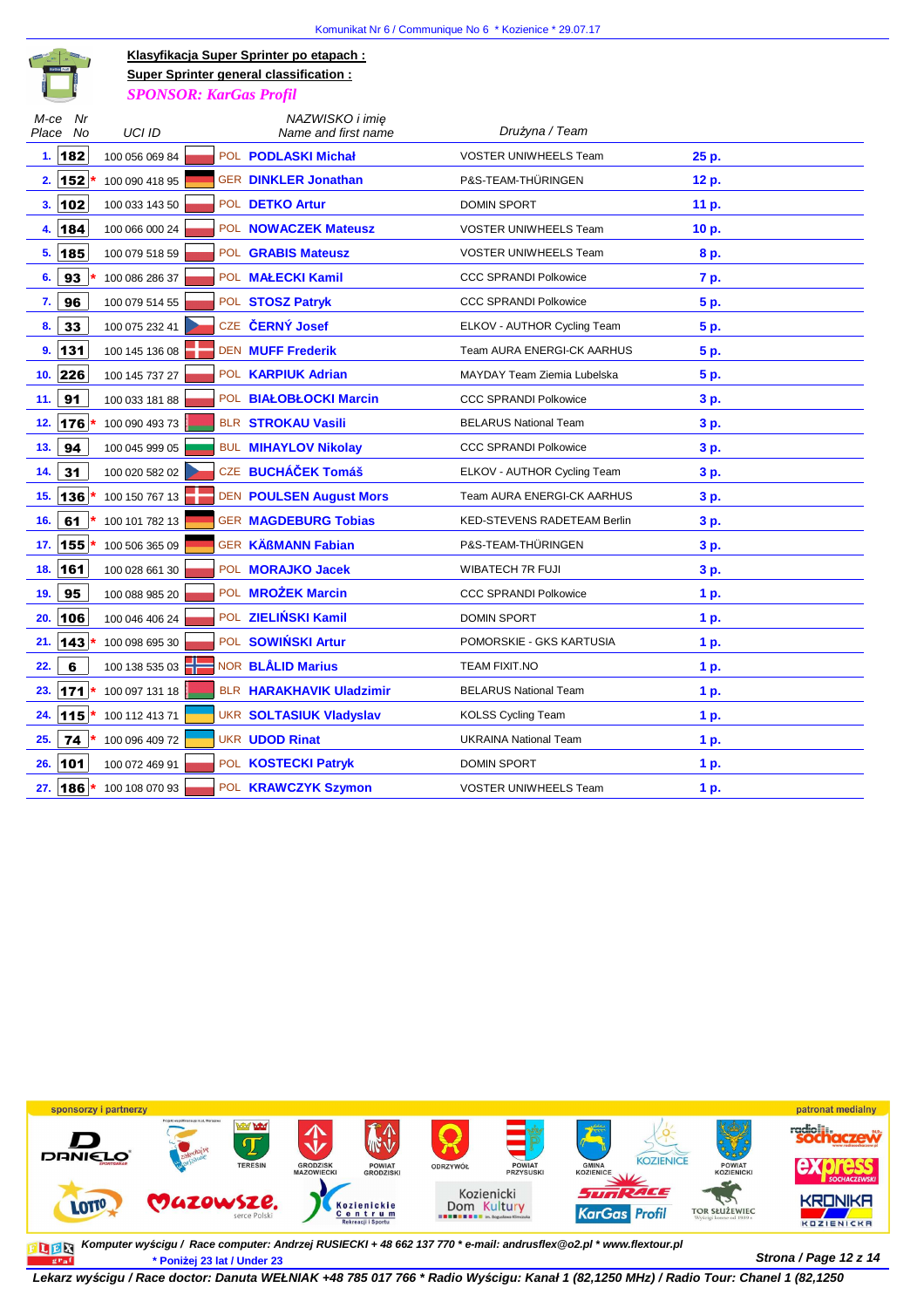Komunikat Nr 6 / Communique No 6 * Kozienice * 29.07.17

## Klasyfikacja Super Sprinter po etapach :
## Super Sprinter general classification :

*SPONSOR: KarGas Profil*

| M-ce Place | Nr No | | UCI ID | | NAZWISKO i imię Name and first name | Drużyna / Team | |
|---|---|---|---|---|---|---|---|
| 1. | 182 | | 100 056 069 84 | POL | **PODLASKI Michał** | VOSTER UNIWHEELS Team | 25 p. |
| 2. | 152 | * | 100 090 418 95 | GER | **DINKLER Jonathan** | P&S-TEAM-THÜRINGEN | 12 p. |
| 3. | 102 | | 100 033 143 50 | POL | **DETKO Artur** | DOMIN SPORT | 11 p. |
| 4. | 184 | | 100 066 000 24 | POL | **NOWACZEK Mateusz** | VOSTER UNIWHEELS Team | 10 p. |
| 5. | 185 | | 100 079 518 59 | POL | **GRABIS Mateusz** | VOSTER UNIWHEELS Team | 8 p. |
| 6. | 93 | * | 100 086 286 37 | POL | **MAŁECKI Kamil** | CCC SPRANDI Polkowice | 7 p. |
| 7. | 96 | | 100 079 514 55 | POL | **STOSZ Patryk** | CCC SPRANDI Polkowice | 5 p. |
| 8. | 33 | | 100 075 232 41 | CZE | **ČERNÝ Josef** | ELKOV - AUTHOR Cycling Team | 5 p. |
| 9. | 131 | | 100 145 136 08 | DEN | **MUFF Frederik** | Team AURA ENERGI-CK AARHUS | 5 p. |
| 10. | 226 | | 100 145 737 27 | POL | **KARPIUK Adrian** | MAYDAY Team Ziemia Lubelska | 5 p. |
| 11. | 91 | | 100 033 181 88 | POL | **BIAŁOBŁOCKI Marcin** | CCC SPRANDI Polkowice | 3 p. |
| 12. | 176 | * | 100 090 493 73 | BLR | **STROKAU Vasili** | BELARUS National Team | 3 p. |
| 13. | 94 | | 100 045 999 05 | BUL | **MIHAYLOV Nikolay** | CCC SPRANDI Polkowice | 3 p. |
| 14. | 31 | | 100 020 582 02 | CZE | **BUCHÁČEK Tomáš** | ELKOV - AUTHOR Cycling Team | 3 p. |
| 15. | 136 | * | 100 150 767 13 | DEN | **POULSEN August Mors** | Team AURA ENERGI-CK AARHUS | 3 p. |
| 16. | 61 | * | 100 101 782 13 | GER | **MAGDEBURG Tobias** | KED-STEVENS RADETEAM Berlin | 3 p. |
| 17. | 155 | * | 100 506 365 09 | GER | **KÄßMANN Fabian** | P&S-TEAM-THÜRINGEN | 3 p. |
| 18. | 161 | | 100 028 661 30 | POL | **MORAJKO Jacek** | WIBATECH 7R FUJI | 3 p. |
| 19. | 95 | | 100 088 985 20 | POL | **MROŻEK Marcin** | CCC SPRANDI Polkowice | 1 p. |
| 20. | 106 | | 100 046 406 24 | POL | **ZIELIŃSKI Kamil** | DOMIN SPORT | 1 p. |
| 21. | 143 | * | 100 098 695 30 | POL | **SOWIŃSKI Artur** | POMORSKIE - GKS KARTUSIA | 1 p. |
| 22. | 6 | | 100 138 535 03 | NOR | **BLÅLID Marius** | TEAM FIXIT.NO | 1 p. |
| 23. | 171 | * | 100 097 131 18 | BLR | **HARAKHAVIK Uladzimir** | BELARUS National Team | 1 p. |
| 24. | 115 | * | 100 112 413 71 | UKR | **SOLTASIUK Vladyslav** | KOLSS Cycling Team | 1 p. |
| 25. | 74 | * | 100 096 409 72 | UKR | **UDOD Rinat** | UKRAINA National Team | 1 p. |
| 26. | 101 | | 100 072 469 91 | POL | **KOSTECKI Patryk** | DOMIN SPORT | 1 p. |
| 27. | 186 | * | 100 108 070 93 | POL | **KRAWCZYK Szymon** | VOSTER UNIWHEELS Team | 1 p. |

sponsorzy i partnerzy — patronat medialny

*Komputer wyścigu / Race computer: Andrzej RUSIECKI + 48 662 137 770 * e-mail: andrusflex@o2.pl * www.flextour.pl*

*** Poniżej 23 lat / Under 23**

**Lekarz wyścigu / Race doctor: Danuta WEŁNIAK +48 785 017 766 * Radio Wyścigu: Kanał 1 (82,1250 MHz) / Radio Tour: Chanel 1 (82,1250**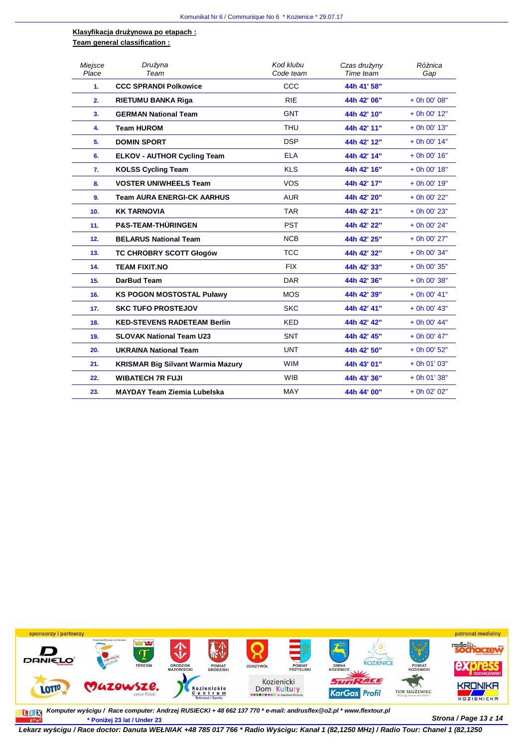**Klasyfikacja drużynowa po etapach :**

**Team general classification :**

| Miejsce<br>Place | Drużyna<br>Team | Kod klubu<br>Code team | Czas drużyny<br>Time team | Różnica<br>Gap |
|---|---|---|---|---|
| 1. | CCC SPRANDI Polkowice | CCC | 44h 41' 58" | |
| 2. | RIETUMU BANKA Riga | RIE | 44h 42' 06" | + 0h 00' 08" |
| 3. | GERMAN National Team | GNT | 44h 42' 10" | + 0h 00' 12" |
| 4. | Team HUROM | THU | 44h 42' 11" | + 0h 00' 13" |
| 5. | DOMIN SPORT | DSP | 44h 42' 12" | + 0h 00' 14" |
| 6. | ELKOV - AUTHOR Cycling Team | ELA | 44h 42' 14" | + 0h 00' 16" |
| 7. | KOLSS Cycling Team | KLS | 44h 42' 16" | + 0h 00' 18" |
| 8. | VOSTER UNIWHEELS Team | VOS | 44h 42' 17" | + 0h 00' 19" |
| 9. | Team AURA ENERGI-CK AARHUS | AUR | 44h 42' 20" | + 0h 00' 22" |
| 10. | KK TARNOVIA | TAR | 44h 42' 21" | + 0h 00' 23" |
| 11. | P&S-TEAM-THÜRINGEN | PST | 44h 42' 22" | + 0h 00' 24" |
| 12. | BELARUS National Team | NCB | 44h 42' 25" | + 0h 00' 27" |
| 13. | TC CHROBRY SCOTT Głogów | TCC | 44h 42' 32" | + 0h 00' 34" |
| 14. | TEAM FIXIT.NO | FIX | 44h 42' 33" | + 0h 00' 35" |
| 15. | DarBud Team | DAR | 44h 42' 36" | + 0h 00' 38" |
| 16. | KS POGON MOSTOSTAL Puławy | MOS | 44h 42' 39" | + 0h 00' 41" |
| 17. | SKC TUFO PROSTEJOV | SKC | 44h 42' 41" | + 0h 00' 43" |
| 18. | KED-STEVENS RADETEAM Berlin | KED | 44h 42' 42" | + 0h 00' 44" |
| 19. | SLOVAK National Team U23 | SNT | 44h 42' 45" | + 0h 00' 47" |
| 20. | UKRAINA National Team | UNT | 44h 42' 50" | + 0h 00' 52" |
| 21. | KRISMAR Big Silvant Warmia Mazury | WIM | 44h 43' 01" | + 0h 01' 03" |
| 22. | WIBATECH 7R FUJI | WIB | 44h 43' 36" | + 0h 01' 38" |
| 23. | MAYDAY Team Ziemia Lubelska | MAY | 44h 44' 00" | + 0h 02' 02" |

*Komputer wyścigu / Race computer: Andrzej RUSIECKI + 48 662 137 770 * e-mail: andrusflex@o2.pl * www.flextour.pl*

* Poniżej 23 lat / Under 23

*Lekarz wyścigu / Race doctor: Danuta WEŁNIAK +48 785 017 766 * Radio Wyścigu: Kanał 1 (82,1250 MHz) / Radio Tour: Chanel 1 (82,1250*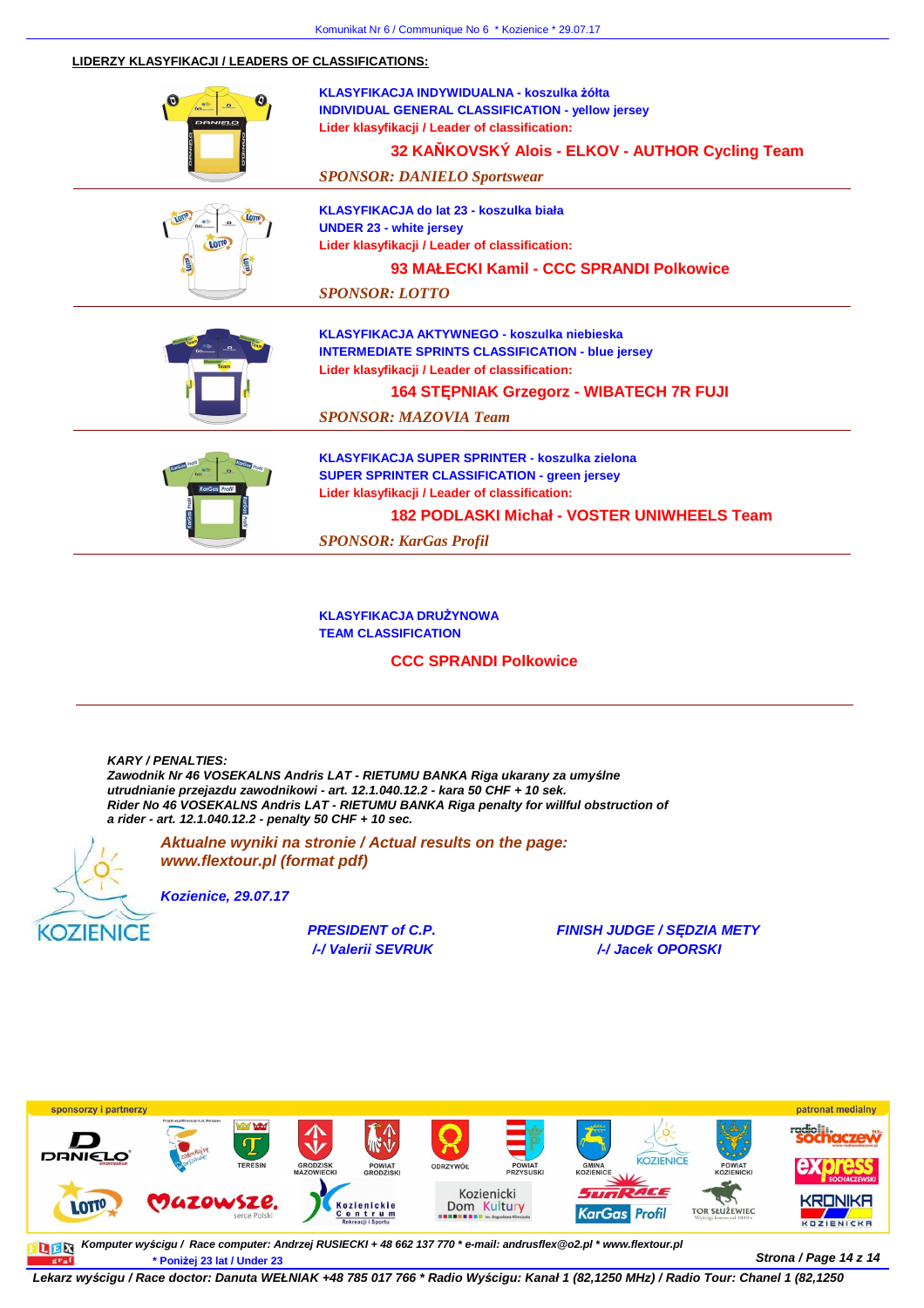## LIDERZY KLASYFIKACJI / LEADERS OF CLASSIFICATIONS:

**KLASYFIKACJA INDYWIDUALNA - koszulka żółta**
**INDIVIDUAL GENERAL CLASSIFICATION - yellow jersey**
**Lider klasyfikacji / Leader of classification:**

**32 KAŇKOVSKÝ Alois - ELKOV - AUTHOR Cycling Team**

***SPONSOR: DANIELO Sportswear***

---

**KLASYFIKACJA do lat 23 - koszulka biała**
**UNDER 23 - white jersey**
**Lider klasyfikacji / Leader of classification:**

**93 MAŁECKI Kamil - CCC SPRANDI Polkowice**

***SPONSOR: LOTTO***

---

**KLASYFIKACJA AKTYWNEGO - koszulka niebieska**
**INTERMEDIATE SPRINTS CLASSIFICATION - blue jersey**
**Lider klasyfikacji / Leader of classification:**

**164 STĘPNIAK Grzegorz - WIBATECH 7R FUJI**

***SPONSOR: MAZOVIA Team***

---

**KLASYFIKACJA SUPER SPRINTER - koszulka zielona**
**SUPER SPRINTER CLASSIFICATION - green jersey**
**Lider klasyfikacji / Leader of classification:**

**182 PODLASKI Michał - VOSTER UNIWHEELS Team**

***SPONSOR: KarGas Profil***

---

**KLASYFIKACJA DRUŻYNOWA**
**TEAM CLASSIFICATION**

**CCC SPRANDI Polkowice**

---

***KARY / PENALTIES:***
***Zawodnik Nr 46 VOSEKALNS Andris LAT - RIETUMU BANKA Riga ukarany za umyślne utrudnianie przejazdu zawodnikowi - art. 12.1.040.12.2 - kara 50 CHF + 10 sek.***
***Rider No 46 VOSEKALNS Andris LAT - RIETUMU BANKA Riga penalty for willful obstruction of a rider - art. 12.1.040.12.2 - penalty 50 CHF + 10 sec.***

***Aktualne wyniki na stronie / Actual results on the page:***
***www.flextour.pl (format pdf)***

***Kozienice, 29.07.17***

| PRESIDENT of C.P. | FINISH JUDGE / SĘDZIA METY |
|---|---|
| /-/ Valerii SEVRUK | /-/ Jacek OPORSKI |

sponsorzy i partnerzy — patronat medialny

*Komputer wyścigu / Race computer: Andrzej RUSIECKI + 48 662 137 770 * e-mail: andrusflex@o2.pl * www.flextour.pl*
** Poniżej 23 lat / Under 23*

***Lekarz wyścigu / Race doctor: Danuta WEŁNIAK +48 785 017 766 * Radio Wyścigu: Kanał 1 (82,1250 MHz) / Radio Tour: Chanel 1 (82,1250***